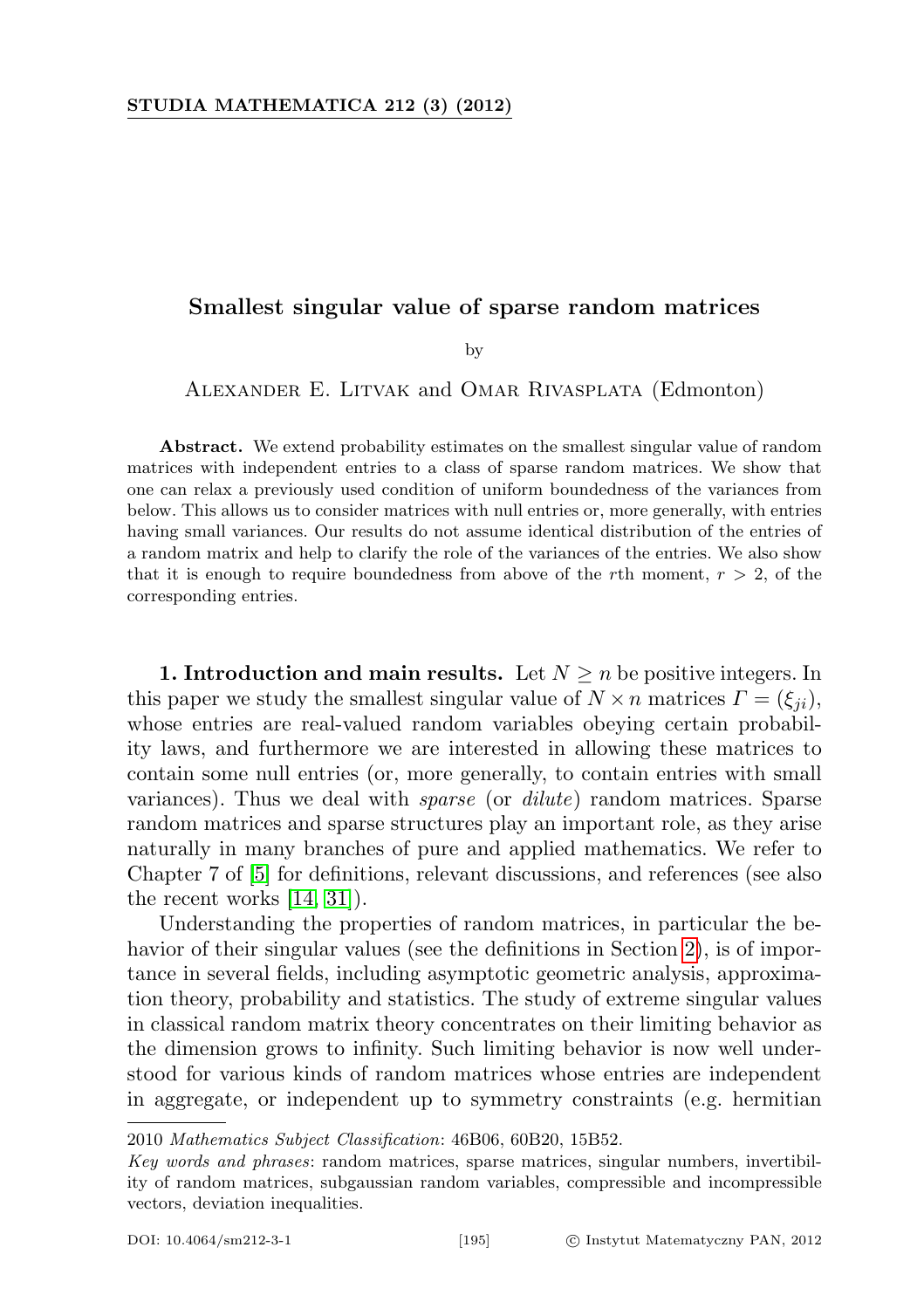# Smallest singular value of sparse random matrices

by

Alexander E. Litvak and Omar Rivasplata (Edmonton)

**Abstract.** We extend probability estimates on the smallest singular value of random matrices with independent entries to a class of sparse random matrices. We show that one can relax a previously used condition of uniform boundedness of the variances from below. This allows us to consider matrices with null entries or, more generally, with entries having small variances. Our results do not assume identical distribution of the entries of a random matrix and help to clarify the role of the variances of the entries. We also show that it is enough to require boundedness from above of the $r$th moment, $r > 2$, of the corresponding entries.

**1. Introduction and main results.** Let $N \geq n$ be positive integers. In this paper we study the smallest singular value of $N \times n$ matrices $\Gamma = (\xi_{ji})$, whose entries are real-valued random variables obeying certain probability laws, and furthermore we are interested in allowing these matrices to contain some null entries (or, more generally, to contain entries with small variances). Thus we deal with *sparse* (or *dilute*) random matrices. Sparse random matrices and sparse structures play an important role, as they arise naturally in many branches of pure and applied mathematics. We refer to Chapter 7 of [5] for definitions, relevant discussions, and references (see also the recent works [14, 31]).

Understanding the properties of random matrices, in particular the behavior of their singular values (see the definitions in Section 2), is of importance in several fields, including asymptotic geometric analysis, approximation theory, probability and statistics. The study of extreme singular values in classical random matrix theory concentrates on their limiting behavior as the dimension grows to infinity. Such limiting behavior is now well understood for various kinds of random matrices whose entries are independent in aggregate, or independent up to symmetry constraints (e.g. hermitian

2010 *Mathematics Subject Classification*: 46B06, 60B20, 15B52.

*Key words and phrases*: random matrices, sparse matrices, singular numbers, invertibility of random matrices, subgaussian random variables, compressible and incompressible vectors, deviation inequalities.

DOI: 10.4064/sm212-3-1 © Instytut Matematyczny PAN, 2012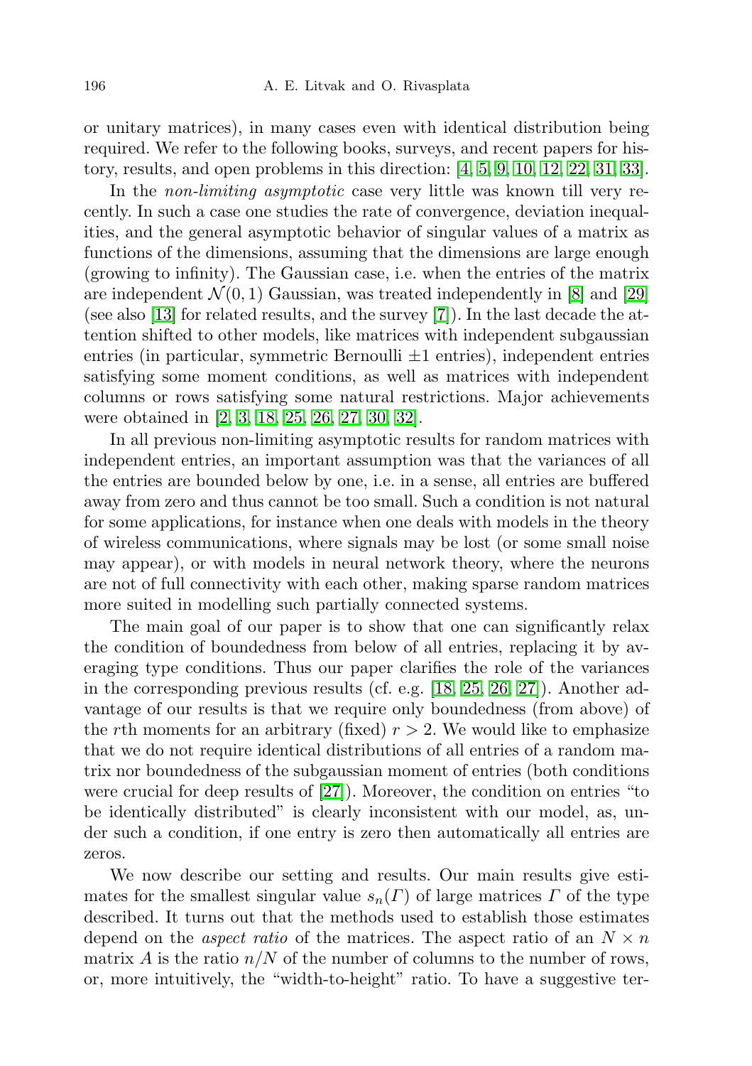or unitary matrices), in many cases even with identical distribution being required. We refer to the following books, surveys, and recent papers for history, results, and open problems in this direction: [4, 5, 9, 10, 12, 22, 31, 33].

In the *non-limiting asymptotic* case very little was known till very recently. In such a case one studies the rate of convergence, deviation inequalities, and the general asymptotic behavior of singular values of a matrix as functions of the dimensions, assuming that the dimensions are large enough (growing to infinity). The Gaussian case, i.e. when the entries of the matrix are independent $\mathcal{N}(0,1)$ Gaussian, was treated independently in [8] and [29] (see also [13] for related results, and the survey [7]). In the last decade the attention shifted to other models, like matrices with independent subgaussian entries (in particular, symmetric Bernoulli $\pm 1$ entries), independent entries satisfying some moment conditions, as well as matrices with independent columns or rows satisfying some natural restrictions. Major achievements were obtained in [2, 3, 18, 25, 26, 27, 30, 32].

In all previous non-limiting asymptotic results for random matrices with independent entries, an important assumption was that the variances of all the entries are bounded below by one, i.e. in a sense, all entries are buffered away from zero and thus cannot be too small. Such a condition is not natural for some applications, for instance when one deals with models in the theory of wireless communications, where signals may be lost (or some small noise may appear), or with models in neural network theory, where the neurons are not of full connectivity with each other, making sparse random matrices more suited in modelling such partially connected systems.

The main goal of our paper is to show that one can significantly relax the condition of boundedness from below of all entries, replacing it by averaging type conditions. Thus our paper clarifies the role of the variances in the corresponding previous results (cf. e.g. [18, 25, 26, 27]). Another advantage of our results is that we require only boundedness (from above) of the $r$th moments for an arbitrary (fixed) $r > 2$. We would like to emphasize that we do not require identical distributions of all entries of a random matrix nor boundedness of the subgaussian moment of entries (both conditions were crucial for deep results of [27]). Moreover, the condition on entries "to be identically distributed" is clearly inconsistent with our model, as, under such a condition, if one entry is zero then automatically all entries are zeros.

We now describe our setting and results. Our main results give estimates for the smallest singular value $s_n(\Gamma)$ of large matrices $\Gamma$ of the type described. It turns out that the methods used to establish those estimates depend on the *aspect ratio* of the matrices. The aspect ratio of an $N \times n$ matrix $A$ is the ratio $n/N$ of the number of columns to the number of rows, or, more intuitively, the "width-to-height" ratio. To have a suggestive ter-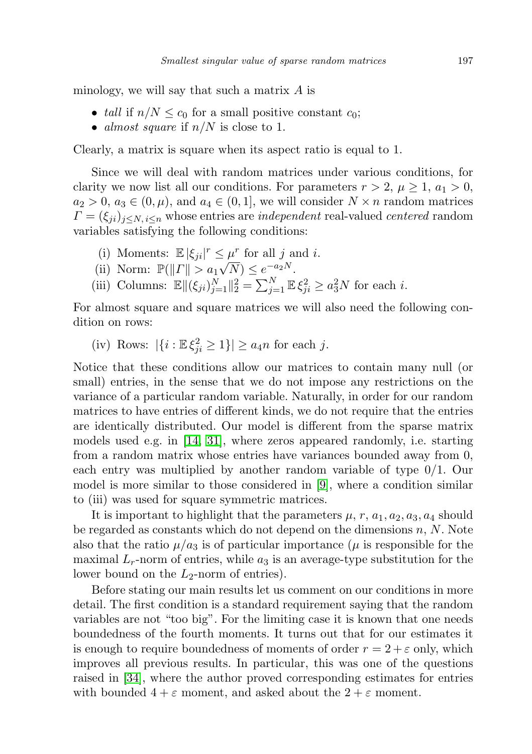minology, we will say that such a matrix $A$ is

- *tall* if $n/N \le c_0$ for a small positive constant $c_0$;
- *almost square* if $n/N$ is close to 1.

Clearly, a matrix is square when its aspect ratio is equal to 1.

Since we will deal with random matrices under various conditions, for clarity we now list all our conditions. For parameters $r > 2$, $\mu \ge 1$, $a_1 > 0$, $a_2 > 0$, $a_3 \in (0, \mu)$, and $a_4 \in (0, 1]$, we will consider $N \times n$ random matrices $\Gamma = (\xi_{ji})_{j \le N, i \le n}$ whose entries are *independent* real-valued *centered* random variables satisfying the following conditions:

(i) Moments: $\mathbb{E}\,|\xi_{ji}|^r \le \mu^r$ for all $j$ and $i$.

(ii) Norm: $\mathbb{P}(\|\Gamma\| > a_1\sqrt{N}) \le e^{-a_2 N}$.

(iii) Columns: $\mathbb{E}\|(\xi_{ji})_{j=1}^N\|_2^2 = \sum_{j=1}^N \mathbb{E}\,\xi_{ji}^2 \ge a_3^2 N$ for each $i$.

For almost square and square matrices we will also need the following condition on rows:

(iv) Rows: $|\{i : \mathbb{E}\,\xi_{ji}^2 \ge 1\}| \ge a_4 n$ for each $j$.

Notice that these conditions allow our matrices to contain many null (or small) entries, in the sense that we do not impose any restrictions on the variance of a particular random variable. Naturally, in order for our random matrices to have entries of different kinds, we do not require that the entries are identically distributed. Our model is different from the sparse matrix models used e.g. in [14, 31], where zeros appeared randomly, i.e. starting from a random matrix whose entries have variances bounded away from 0, each entry was multiplied by another random variable of type 0/1. Our model is more similar to those considered in [9], where a condition similar to (iii) was used for square symmetric matrices.

It is important to highlight that the parameters $\mu$, $r$, $a_1, a_2, a_3, a_4$ should be regarded as constants which do not depend on the dimensions $n$, $N$. Note also that the ratio $\mu/a_3$ is of particular importance ($\mu$ is responsible for the maximal $L_r$-norm of entries, while $a_3$ is an average-type substitution for the lower bound on the $L_2$-norm of entries).

Before stating our main results let us comment on our conditions in more detail. The first condition is a standard requirement saying that the random variables are not "too big". For the limiting case it is known that one needs boundedness of the fourth moments. It turns out that for our estimates it is enough to require boundedness of moments of order $r = 2 + \varepsilon$ only, which improves all previous results. In particular, this was one of the questions raised in [34], where the author proved corresponding estimates for entries with bounded $4 + \varepsilon$ moment, and asked about the $2 + \varepsilon$ moment.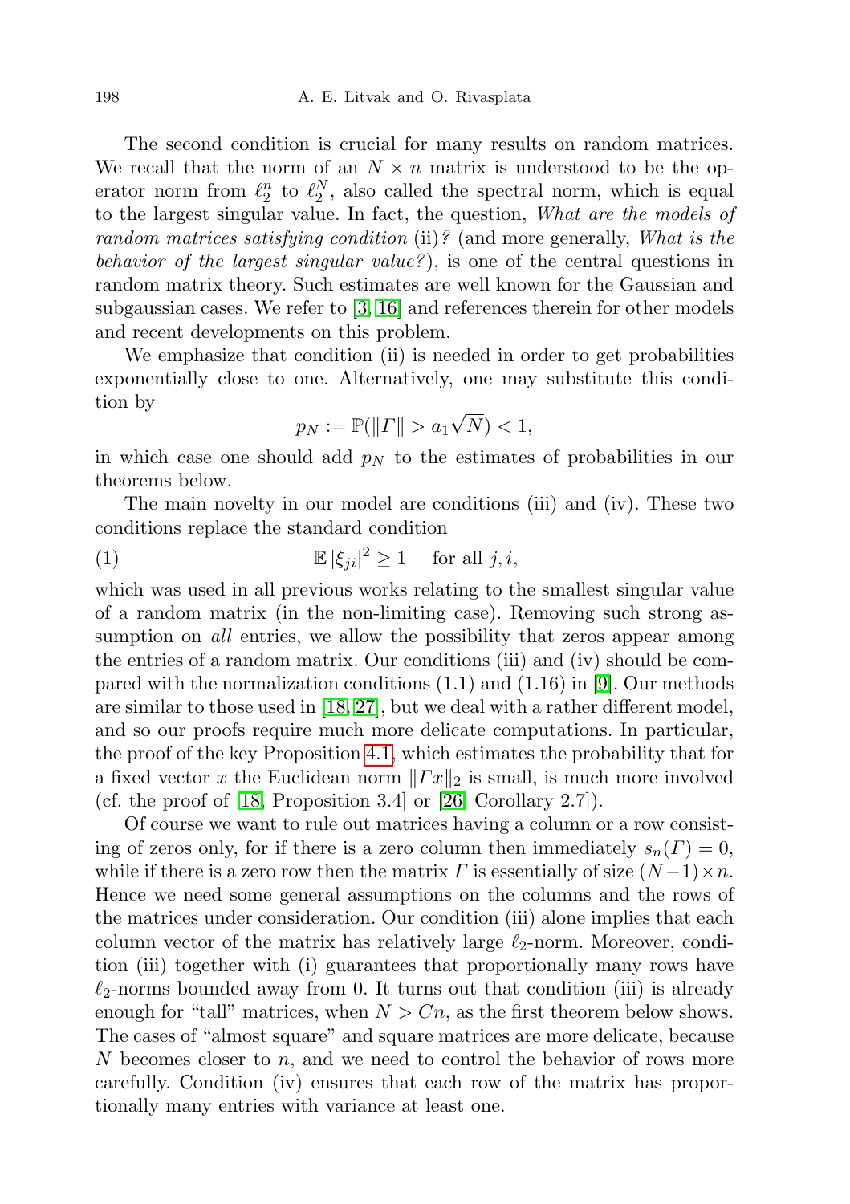The second condition is crucial for many results on random matrices. We recall that the norm of an $N \times n$ matrix is understood to be the operator norm from $\ell_2^n$ to $\ell_2^N$, also called the spectral norm, which is equal to the largest singular value. In fact, the question, *What are the models of random matrices satisfying condition* (ii)*?* (and more generally, *What is the behavior of the largest singular value?*), is one of the central questions in random matrix theory. Such estimates are well known for the Gaussian and subgaussian cases. We refer to [3, 16] and references therein for other models and recent developments on this problem.

We emphasize that condition (ii) is needed in order to get probabilities exponentially close to one. Alternatively, one may substitute this condition by

$$p_N := \mathbb{P}(\|\Gamma\| > a_1\sqrt{N}) < 1,$$

in which case one should add $p_N$ to the estimates of probabilities in our theorems below.

The main novelty in our model are conditions (iii) and (iv). These two conditions replace the standard condition

$$\mathbb{E}\,|\xi_{ji}|^2 \geq 1 \quad \text{for all } j, i, \tag{1}$$

which was used in all previous works relating to the smallest singular value of a random matrix (in the non-limiting case). Removing such strong assumption on *all* entries, we allow the possibility that zeros appear among the entries of a random matrix. Our conditions (iii) and (iv) should be compared with the normalization conditions (1.1) and (1.16) in [9]. Our methods are similar to those used in [18, 27], but we deal with a rather different model, and so our proofs require much more delicate computations. In particular, the proof of the key Proposition 4.1, which estimates the probability that for a fixed vector $x$ the Euclidean norm $\|\Gamma x\|_2$ is small, is much more involved (cf. the proof of [18, Proposition 3.4] or [26, Corollary 2.7]).

Of course we want to rule out matrices having a column or a row consisting of zeros only, for if there is a zero column then immediately $s_n(\Gamma) = 0$, while if there is a zero row then the matrix $\Gamma$ is essentially of size $(N-1) \times n$. Hence we need some general assumptions on the columns and the rows of the matrices under consideration. Our condition (iii) alone implies that each column vector of the matrix has relatively large $\ell_2$-norm. Moreover, condition (iii) together with (i) guarantees that proportionally many rows have $\ell_2$-norms bounded away from 0. It turns out that condition (iii) is already enough for "tall" matrices, when $N > Cn$, as the first theorem below shows. The cases of "almost square" and square matrices are more delicate, because $N$ becomes closer to $n$, and we need to control the behavior of rows more carefully. Condition (iv) ensures that each row of the matrix has proportionally many entries with variance at least one.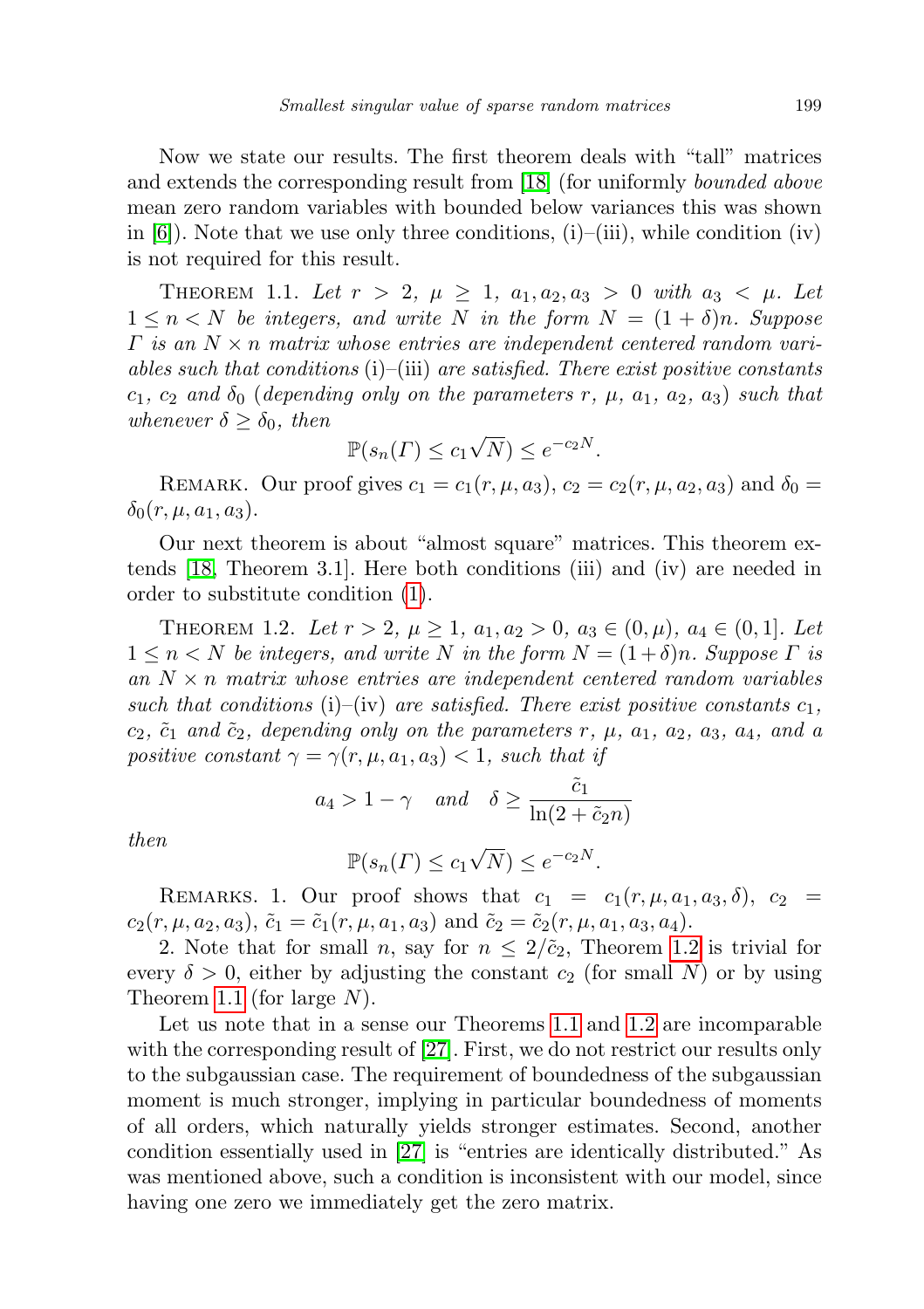Now we state our results. The first theorem deals with "tall" matrices and extends the corresponding result from [18] (for uniformly *bounded above* mean zero random variables with bounded below variances this was shown in [6]). Note that we use only three conditions, (i)–(iii), while condition (iv) is not required for this result.

Theorem 1.1. *Let $r > 2$, $\mu \ge 1$, $a_1, a_2, a_3 > 0$ with $a_3 < \mu$. Let $1 \le n < N$ be integers, and write $N$ in the form $N = (1+\delta)n$. Suppose $\Gamma$ is an $N \times n$ matrix whose entries are independent centered random variables such that conditions* (i)–(iii) *are satisfied. There exist positive constants $c_1$, $c_2$ and $\delta_0$ (depending only on the parameters $r$, $\mu$, $a_1$, $a_2$, $a_3$) such that whenever $\delta \ge \delta_0$, then*

$$\mathbb{P}(s_n(\Gamma) \le c_1\sqrt{N}) \le e^{-c_2 N}.$$

Remark. Our proof gives $c_1 = c_1(r, \mu, a_3)$, $c_2 = c_2(r, \mu, a_2, a_3)$ and $\delta_0 = \delta_0(r, \mu, a_1, a_3)$.

Our next theorem is about "almost square" matrices. This theorem extends [18, Theorem 3.1]. Here both conditions (iii) and (iv) are needed in order to substitute condition (1).

Theorem 1.2. *Let $r > 2$, $\mu \ge 1$, $a_1, a_2 > 0$, $a_3 \in (0, \mu)$, $a_4 \in (0, 1]$. Let $1 \le n < N$ be integers, and write $N$ in the form $N = (1+\delta)n$. Suppose $\Gamma$ is an $N \times n$ matrix whose entries are independent centered random variables such that conditions* (i)–(iv) *are satisfied. There exist positive constants $c_1$, $c_2$, $\tilde{c}_1$ and $\tilde{c}_2$, depending only on the parameters $r$, $\mu$, $a_1$, $a_2$, $a_3$, $a_4$, and a positive constant $\gamma = \gamma(r, \mu, a_1, a_3) < 1$, such that if*

$$a_4 > 1 - \gamma \quad \text{and} \quad \delta \ge \frac{\tilde{c}_1}{\ln(2 + \tilde{c}_2 n)}$$

*then*

$$\mathbb{P}(s_n(\Gamma) \le c_1\sqrt{N}) \le e^{-c_2 N}.$$

Remarks. 1. Our proof shows that $c_1 = c_1(r, \mu, a_1, a_3, \delta)$, $c_2 = c_2(r, \mu, a_2, a_3)$, $\tilde{c}_1 = \tilde{c}_1(r, \mu, a_1, a_3)$ and $\tilde{c}_2 = \tilde{c}_2(r, \mu, a_1, a_3, a_4)$.

2. Note that for small $n$, say for $n \le 2/\tilde{c}_2$, Theorem 1.2 is trivial for every $\delta > 0$, either by adjusting the constant $c_2$ (for small $N$) or by using Theorem 1.1 (for large $N$).

Let us note that in a sense our Theorems 1.1 and 1.2 are incomparable with the corresponding result of [27]. First, we do not restrict our results only to the subgaussian case. The requirement of boundedness of the subgaussian moment is much stronger, implying in particular boundedness of moments of all orders, which naturally yields stronger estimates. Second, another condition essentially used in [27] is "entries are identically distributed." As was mentioned above, such a condition is inconsistent with our model, since having one zero we immediately get the zero matrix.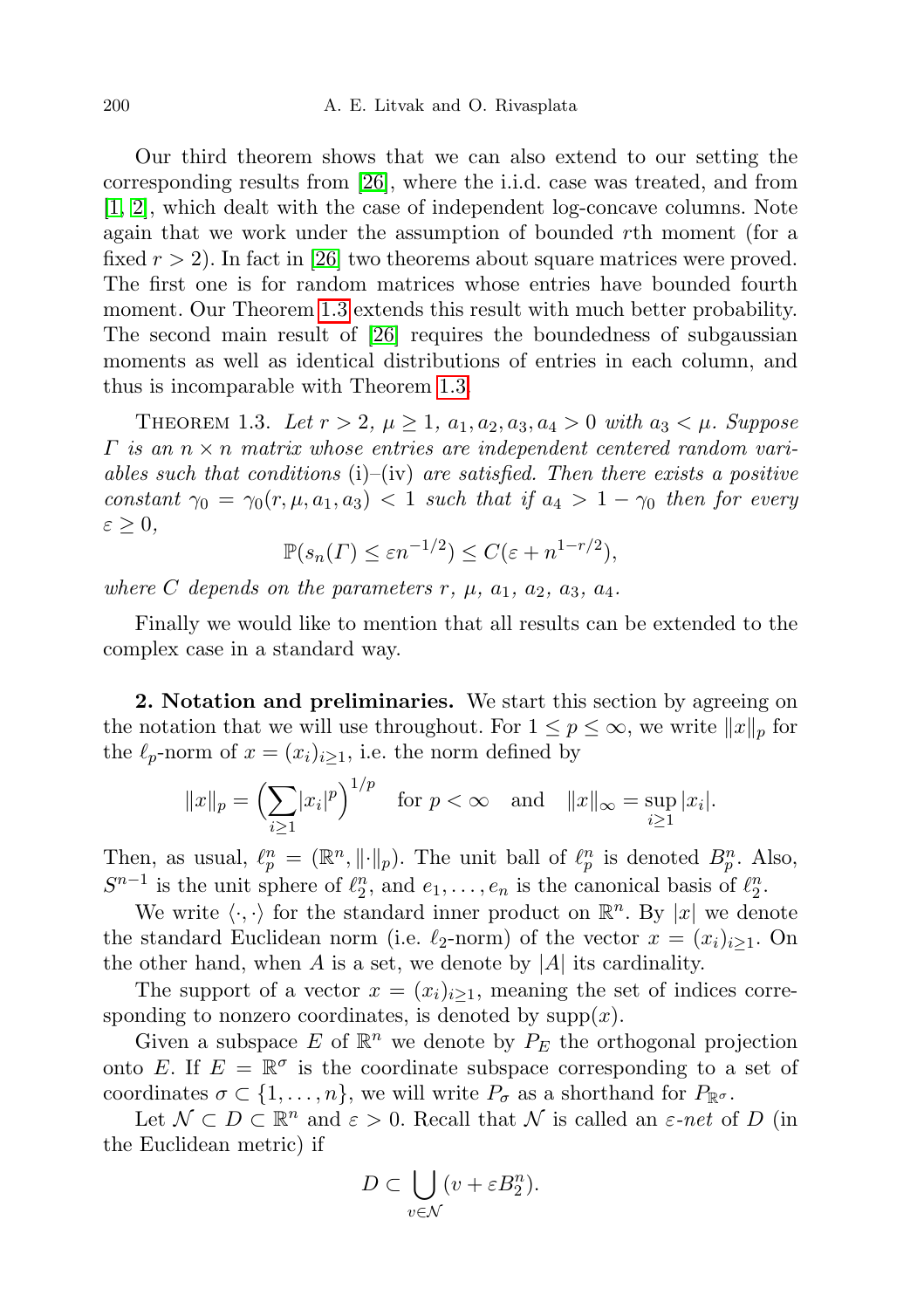Our third theorem shows that we can also extend to our setting the corresponding results from [26], where the i.i.d. case was treated, and from [1, 2], which dealt with the case of independent log-concave columns. Note again that we work under the assumption of bounded $r$th moment (for a fixed $r > 2$). In fact in [26] two theorems about square matrices were proved. The first one is for random matrices whose entries have bounded fourth moment. Our Theorem 1.3 extends this result with much better probability. The second main result of [26] requires the boundedness of subgaussian moments as well as identical distributions of entries in each column, and thus is incomparable with Theorem 1.3.

Theorem 1.3. *Let $r > 2$, $\mu \geq 1$, $a_1, a_2, a_3, a_4 > 0$ with $a_3 < \mu$. Suppose $\Gamma$ is an $n \times n$ matrix whose entries are independent centered random variables such that conditions* (i)–(iv) *are satisfied. Then there exists a positive constant $\gamma_0 = \gamma_0(r, \mu, a_1, a_3) < 1$ such that if $a_4 > 1 - \gamma_0$ then for every $\varepsilon \geq 0$,*

$$\mathbb{P}(s_n(\Gamma) \leq \varepsilon n^{-1/2}) \leq C(\varepsilon + n^{1-r/2}),$$

*where $C$ depends on the parameters $r$, $\mu$, $a_1$, $a_2$, $a_3$, $a_4$.*

Finally we would like to mention that all results can be extended to the complex case in a standard way.

**2. Notation and preliminaries.** We start this section by agreeing on the notation that we will use throughout. For $1 \leq p \leq \infty$, we write $\|x\|_p$ for the $\ell_p$-norm of $x = (x_i)_{i \geq 1}$, i.e. the norm defined by

$$\|x\|_p = \Big(\sum_{i \geq 1} |x_i|^p\Big)^{1/p} \quad \text{for } p < \infty \quad \text{and} \quad \|x\|_\infty = \sup_{i \geq 1} |x_i|.$$

Then, as usual, $\ell_p^n = (\mathbb{R}^n, \|\cdot\|_p)$. The unit ball of $\ell_p^n$ is denoted $B_p^n$. Also, $S^{n-1}$ is the unit sphere of $\ell_2^n$, and $e_1, \ldots, e_n$ is the canonical basis of $\ell_2^n$.

We write $\langle \cdot, \cdot \rangle$ for the standard inner product on $\mathbb{R}^n$. By $|x|$ we denote the standard Euclidean norm (i.e. $\ell_2$-norm) of the vector $x = (x_i)_{i \geq 1}$. On the other hand, when $A$ is a set, we denote by $|A|$ its cardinality.

The support of a vector $x = (x_i)_{i \geq 1}$, meaning the set of indices corresponding to nonzero coordinates, is denoted by $\mathrm{supp}(x)$.

Given a subspace $E$ of $\mathbb{R}^n$ we denote by $P_E$ the orthogonal projection onto $E$. If $E = \mathbb{R}^\sigma$ is the coordinate subspace corresponding to a set of coordinates $\sigma \subset \{1, \ldots, n\}$, we will write $P_\sigma$ as a shorthand for $P_{\mathbb{R}^\sigma}$.

Let $\mathcal{N} \subset D \subset \mathbb{R}^n$ and $\varepsilon > 0$. Recall that $\mathcal{N}$ is called an *$\varepsilon$-net* of $D$ (in the Euclidean metric) if

$$D \subset \bigcup_{v \in \mathcal{N}} (v + \varepsilon B_2^n).$$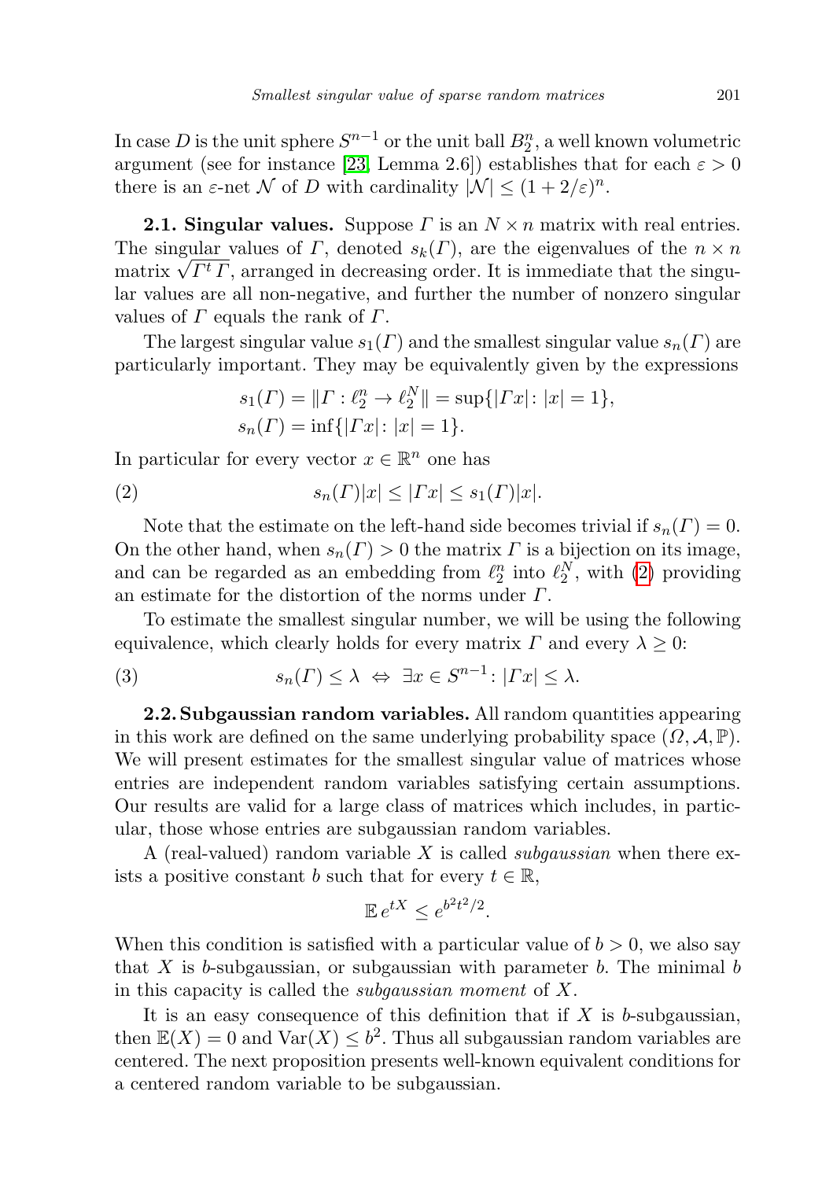In case $D$ is the unit sphere $S^{n-1}$ or the unit ball $B_2^n$, a well known volumetric argument (see for instance [23, Lemma 2.6]) establishes that for each $\varepsilon > 0$ there is an $\varepsilon$-net $\mathcal{N}$ of $D$ with cardinality $|\mathcal{N}| \le (1 + 2/\varepsilon)^n$.

**2.1. Singular values.** Suppose $\Gamma$ is an $N \times n$ matrix with real entries. The singular values of $\Gamma$, denoted $s_k(\Gamma)$, are the eigenvalues of the $n \times n$ matrix $\sqrt{\Gamma^t \Gamma}$, arranged in decreasing order. It is immediate that the singular values are all non-negative, and further the number of nonzero singular values of $\Gamma$ equals the rank of $\Gamma$.

The largest singular value $s_1(\Gamma)$ and the smallest singular value $s_n(\Gamma)$ are particularly important. They may be equivalently given by the expressions

$$
\begin{aligned}
s_1(\Gamma) &= \|\Gamma : \ell_2^n \to \ell_2^N\| = \sup\{|\Gamma x| \colon |x| = 1\}, \\
s_n(\Gamma) &= \inf\{|\Gamma x| \colon |x| = 1\}.
\end{aligned}
$$

In particular for every vector $x \in \mathbb{R}^n$ one has

$$
s_n(\Gamma)|x| \le |\Gamma x| \le s_1(\Gamma)|x|. \tag{2}
$$

Note that the estimate on the left-hand side becomes trivial if $s_n(\Gamma) = 0$. On the other hand, when $s_n(\Gamma) > 0$ the matrix $\Gamma$ is a bijection on its image, and can be regarded as an embedding from $\ell_2^n$ into $\ell_2^N$, with (2) providing an estimate for the distortion of the norms under $\Gamma$.

To estimate the smallest singular number, we will be using the following equivalence, which clearly holds for every matrix $\Gamma$ and every $\lambda \ge 0$:

$$
s_n(\Gamma) \le \lambda \iff \exists x \in S^{n-1} \colon |\Gamma x| \le \lambda. \tag{3}
$$

**2.2. Subgaussian random variables.** All random quantities appearing in this work are defined on the same underlying probability space $(\Omega, \mathcal{A}, \mathbb{P})$. We will present estimates for the smallest singular value of matrices whose entries are independent random variables satisfying certain assumptions. Our results are valid for a large class of matrices which includes, in particular, those whose entries are subgaussian random variables.

A (real-valued) random variable $X$ is called *subgaussian* when there exists a positive constant $b$ such that for every $t \in \mathbb{R}$,

$$
\mathbb{E}\, e^{tX} \le e^{b^2 t^2 / 2}.
$$

When this condition is satisfied with a particular value of $b > 0$, we also say that $X$ is $b$-subgaussian, or subgaussian with parameter $b$. The minimal $b$ in this capacity is called the *subgaussian moment* of $X$.

It is an easy consequence of this definition that if $X$ is $b$-subgaussian, then $\mathbb{E}(X) = 0$ and $\mathrm{Var}(X) \le b^2$. Thus all subgaussian random variables are centered. The next proposition presents well-known equivalent conditions for a centered random variable to be subgaussian.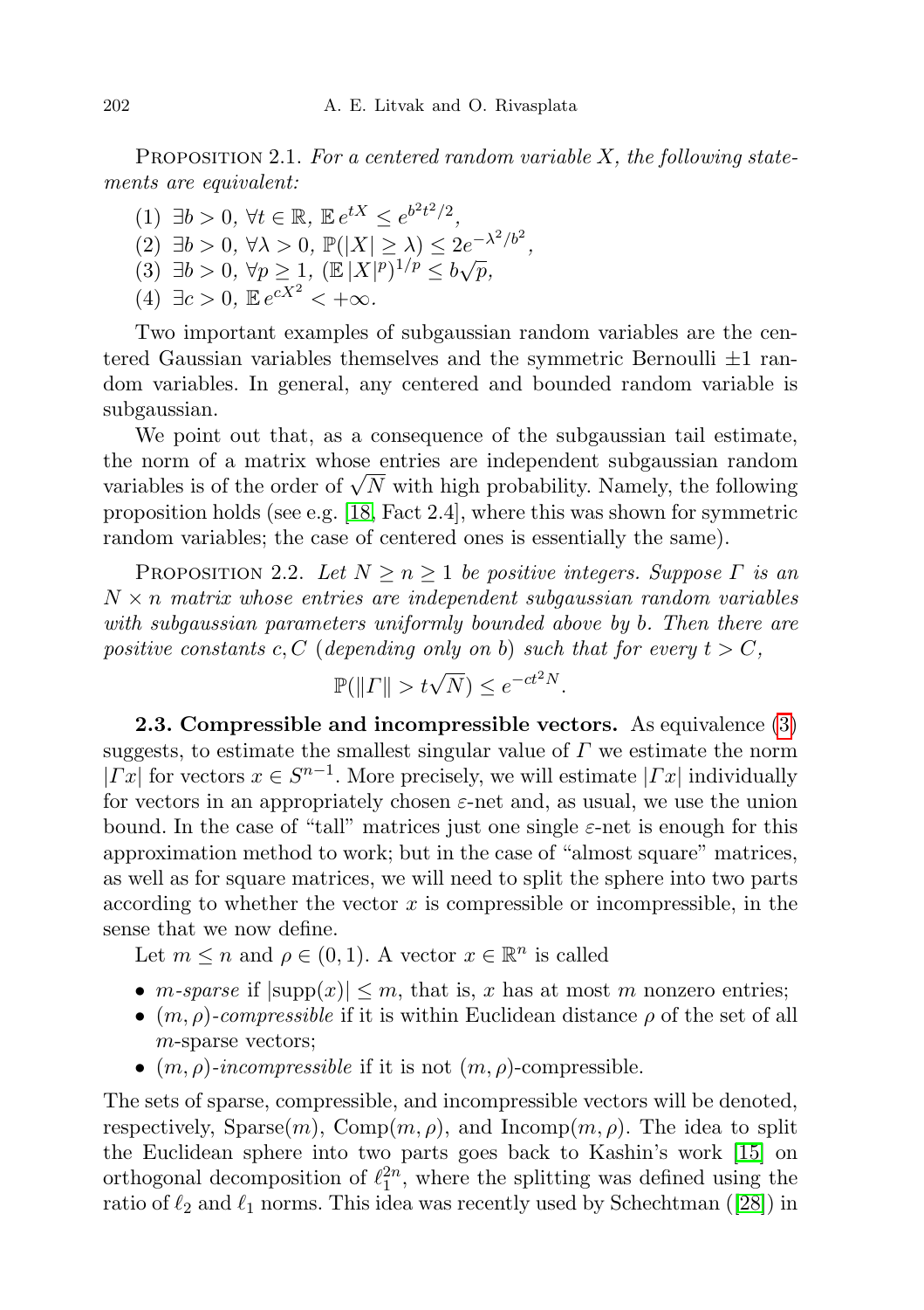Proposition 2.1. *For a centered random variable $X$, the following statements are equivalent:*

1. $\exists b > 0,\ \forall t \in \mathbb{R},\ \mathbb{E}\, e^{tX} \le e^{b^2 t^2/2}$,
2. $\exists b > 0,\ \forall \lambda > 0,\ \mathbb{P}(|X| \ge \lambda) \le 2e^{-\lambda^2/b^2}$,
3. $\exists b > 0,\ \forall p \ge 1,\ (\mathbb{E}\, |X|^p)^{1/p} \le b\sqrt{p}$,
4. $\exists c > 0,\ \mathbb{E}\, e^{cX^2} < +\infty$.

Two important examples of subgaussian random variables are the centered Gaussian variables themselves and the symmetric Bernoulli $\pm 1$ random variables. In general, any centered and bounded random variable is subgaussian.

We point out that, as a consequence of the subgaussian tail estimate, the norm of a matrix whose entries are independent subgaussian random variables is of the order of $\sqrt{N}$ with high probability. Namely, the following proposition holds (see e.g. [18, Fact 2.4], where this was shown for symmetric random variables; the case of centered ones is essentially the same).

Proposition 2.2. *Let $N \ge n \ge 1$ be positive integers. Suppose $\Gamma$ is an $N \times n$ matrix whose entries are independent subgaussian random variables with subgaussian parameters uniformly bounded above by $b$. Then there are positive constants $c, C$ (depending only on $b$) such that for every $t > C$,*

$$\mathbb{P}(\|\Gamma\| > t\sqrt{N}) \le e^{-ct^2 N}.$$

**2.3. Compressible and incompressible vectors.** As equivalence (3) suggests, to estimate the smallest singular value of $\Gamma$ we estimate the norm $|\Gamma x|$ for vectors $x \in S^{n-1}$. More precisely, we will estimate $|\Gamma x|$ individually for vectors in an appropriately chosen $\varepsilon$-net and, as usual, we use the union bound. In the case of "tall" matrices just one single $\varepsilon$-net is enough for this approximation method to work; but in the case of "almost square" matrices, as well as for square matrices, we will need to split the sphere into two parts according to whether the vector $x$ is compressible or incompressible, in the sense that we now define.

Let $m \le n$ and $\rho \in (0, 1)$. A vector $x \in \mathbb{R}^n$ is called

- *$m$-sparse* if $|\mathrm{supp}(x)| \le m$, that is, $x$ has at most $m$ nonzero entries;
- *$(m, \rho)$-compressible* if it is within Euclidean distance $\rho$ of the set of all $m$-sparse vectors;
- *$(m, \rho)$-incompressible* if it is not $(m, \rho)$-compressible.

The sets of sparse, compressible, and incompressible vectors will be denoted, respectively, $\mathrm{Sparse}(m)$, $\mathrm{Comp}(m, \rho)$, and $\mathrm{Incomp}(m, \rho)$. The idea to split the Euclidean sphere into two parts goes back to Kashin's work [15] on orthogonal decomposition of $\ell_1^{2n}$, where the splitting was defined using the ratio of $\ell_2$ and $\ell_1$ norms. This idea was recently used by Schechtman ([28]) in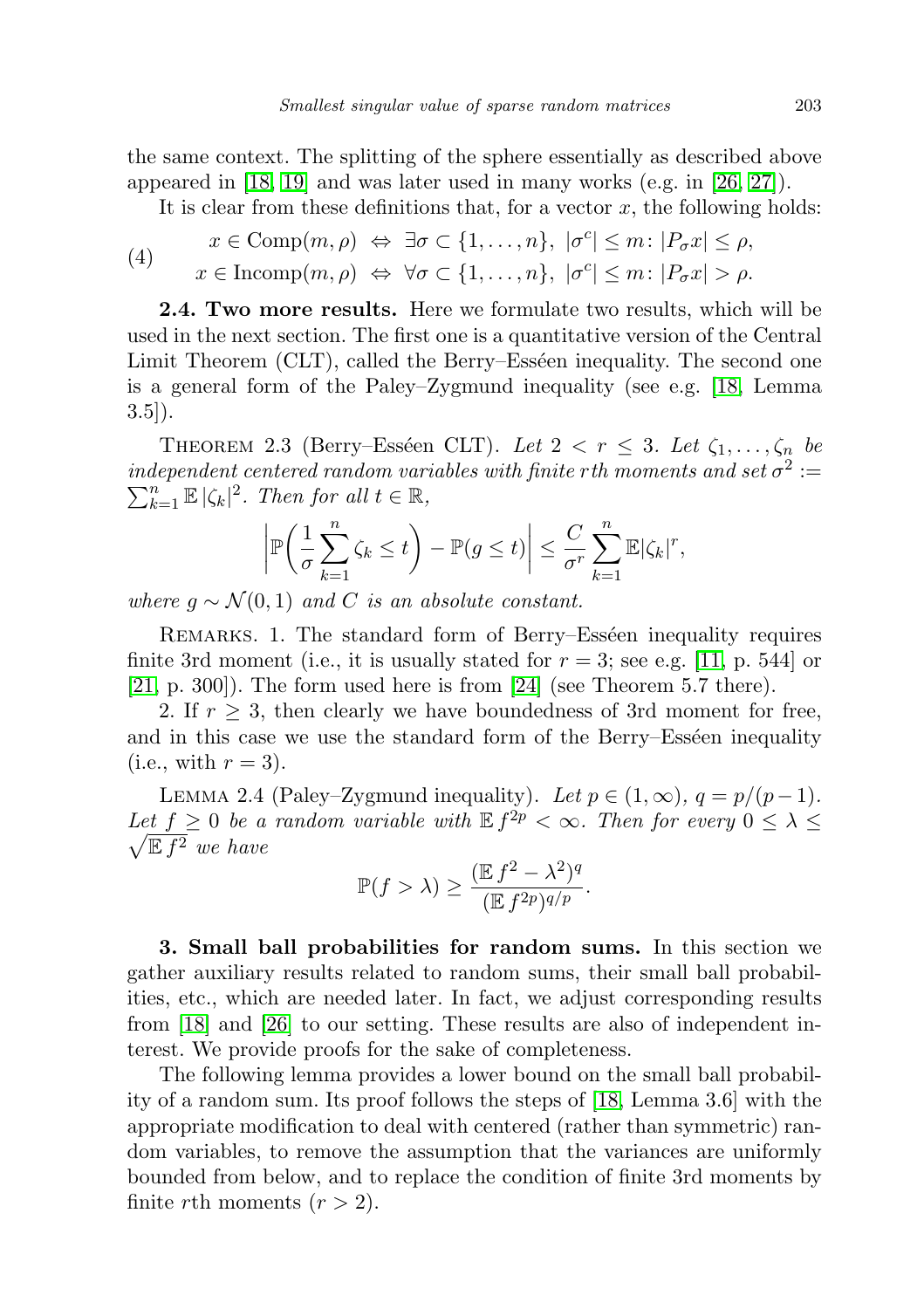the same context. The splitting of the sphere essentially as described above appeared in [18, 19] and was later used in many works (e.g. in [26, 27]).

It is clear from these definitions that, for a vector $x$, the following holds:

$$
\begin{aligned}
x \in \mathrm{Comp}(m,\rho) \ &\Leftrightarrow\ \exists \sigma \subset \{1,\dots,n\},\ |\sigma^c| \le m \colon |P_\sigma x| \le \rho, \\
x \in \mathrm{Incomp}(m,\rho) \ &\Leftrightarrow\ \forall \sigma \subset \{1,\dots,n\},\ |\sigma^c| \le m \colon |P_\sigma x| > \rho.
\end{aligned} \tag{4}
$$

**2.4. Two more results.** Here we formulate two results, which will be used in the next section. The first one is a quantitative version of the Central Limit Theorem (CLT), called the Berry–Esséen inequality. The second one is a general form of the Paley–Zygmund inequality (see e.g. [18, Lemma 3.5]).

Theorem 2.3 (Berry–Esséen CLT). *Let $2 < r \le 3$. Let $\zeta_1, \dots, \zeta_n$ be independent centered random variables with finite $r$th moments and set $\sigma^2 := \sum_{k=1}^n \mathbb{E}\,|\zeta_k|^2$. Then for all $t \in \mathbb{R}$,*

$$
\left| \mathbb{P}\bigg( \frac{1}{\sigma} \sum_{k=1}^n \zeta_k \le t \bigg) - \mathbb{P}(g \le t) \right| \le \frac{C}{\sigma^r} \sum_{k=1}^n \mathbb{E}|\zeta_k|^r,
$$

*where $g \sim \mathcal{N}(0,1)$ and $C$ is an absolute constant.*

Remarks. 1. The standard form of Berry–Esséen inequality requires finite 3rd moment (i.e., it is usually stated for $r = 3$; see e.g. [11, p. 544] or [21, p. 300]). The form used here is from [24] (see Theorem 5.7 there).

2. If $r \ge 3$, then clearly we have boundedness of 3rd moment for free, and in this case we use the standard form of the Berry–Esséen inequality (i.e., with $r = 3$).

Lemma 2.4 (Paley–Zygmund inequality). *Let $p \in (1,\infty)$, $q = p/(p-1)$. Let $f \ge 0$ be a random variable with $\mathbb{E}\, f^{2p} < \infty$. Then for every $0 \le \lambda \le \sqrt{\mathbb{E}\, f^2}$ we have*

$$
\mathbb{P}(f > \lambda) \ge \frac{(\mathbb{E}\, f^2 - \lambda^2)^q}{(\mathbb{E}\, f^{2p})^{q/p}}.
$$

**3. Small ball probabilities for random sums.** In this section we gather auxiliary results related to random sums, their small ball probabilities, etc., which are needed later. In fact, we adjust corresponding results from [18] and [26] to our setting. These results are also of independent interest. We provide proofs for the sake of completeness.

The following lemma provides a lower bound on the small ball probability of a random sum. Its proof follows the steps of [18, Lemma 3.6] with the appropriate modification to deal with centered (rather than symmetric) random variables, to remove the assumption that the variances are uniformly bounded from below, and to replace the condition of finite 3rd moments by finite $r$th moments ($r > 2$).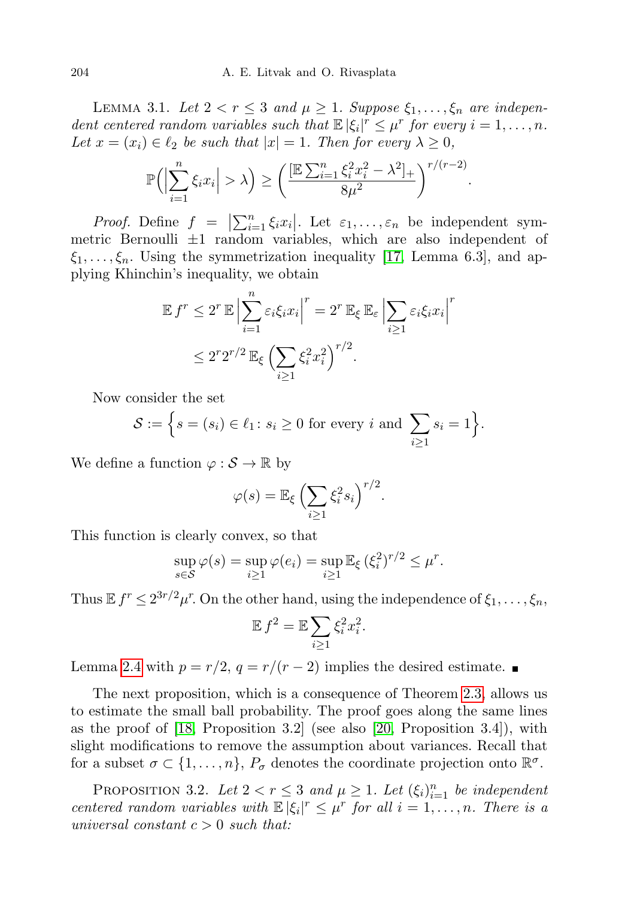Lemma 3.1. *Let $2 < r \le 3$ and $\mu \ge 1$. Suppose $\xi_1, \dots, \xi_n$ are independent centered random variables such that $\mathbb{E}\,|\xi_i|^r \le \mu^r$ for every $i = 1, \dots, n$. Let $x = (x_i) \in \ell_2$ be such that $|x| = 1$. Then for every $\lambda \ge 0$,*

$$\mathbb{P}\Big(\Big|\sum_{i=1}^n \xi_i x_i\Big| > \lambda\Big) \ge \bigg(\frac{[\mathbb{E}\sum_{i=1}^n \xi_i^2 x_i^2 - \lambda^2]_+}{8\mu^2}\bigg)^{r/(r-2)}.$$

*Proof.* Define $f = \big|\sum_{i=1}^n \xi_i x_i\big|$. Let $\varepsilon_1, \dots, \varepsilon_n$ be independent symmetric Bernoulli $\pm 1$ random variables, which are also independent of $\xi_1, \dots, \xi_n$. Using the symmetrization inequality [17, Lemma 6.3], and applying Khinchin's inequality, we obtain

$$\begin{aligned}
\mathbb{E}\, f^r &\le 2^r\, \mathbb{E}\Big|\sum_{i=1}^n \varepsilon_i \xi_i x_i\Big|^r = 2^r\, \mathbb{E}_\xi\, \mathbb{E}_\varepsilon \Big|\sum_{i\ge 1} \varepsilon_i \xi_i x_i\Big|^r \\
&\le 2^r 2^{r/2}\, \mathbb{E}_\xi \Big(\sum_{i\ge 1} \xi_i^2 x_i^2\Big)^{r/2}.
\end{aligned}$$

Now consider the set

$$\mathcal{S} := \Big\{ s = (s_i) \in \ell_1 \colon s_i \ge 0 \text{ for every } i \text{ and } \sum_{i\ge 1} s_i = 1\Big\}.$$

We define a function $\varphi : \mathcal{S} \to \mathbb{R}$ by

$$\varphi(s) = \mathbb{E}_\xi \Big(\sum_{i\ge 1} \xi_i^2 s_i\Big)^{r/2}.$$

This function is clearly convex, so that

$$\sup_{s\in\mathcal{S}} \varphi(s) = \sup_{i\ge 1} \varphi(e_i) = \sup_{i\ge 1} \mathbb{E}_\xi\, (\xi_i^2)^{r/2} \le \mu^r.$$

Thus $\mathbb{E}\, f^r \le 2^{3r/2}\mu^r$. On the other hand, using the independence of $\xi_1, \dots, \xi_n$,

$$\mathbb{E}\, f^2 = \mathbb{E}\sum_{i\ge 1} \xi_i^2 x_i^2.$$

Lemma 2.4 with $p = r/2$, $q = r/(r-2)$ implies the desired estimate. ∎

The next proposition, which is a consequence of Theorem 2.3, allows us to estimate the small ball probability. The proof goes along the same lines as the proof of [18, Proposition 3.2] (see also [20, Proposition 3.4]), with slight modifications to remove the assumption about variances. Recall that for a subset $\sigma \subset \{1, \dots, n\}$, $P_\sigma$ denotes the coordinate projection onto $\mathbb{R}^\sigma$.

Proposition 3.2. *Let $2 < r \le 3$ and $\mu \ge 1$. Let $(\xi_i)_{i=1}^n$ be independent centered random variables with $\mathbb{E}\,|\xi_i|^r \le \mu^r$ for all $i = 1, \dots, n$. There is a universal constant $c > 0$ such that:*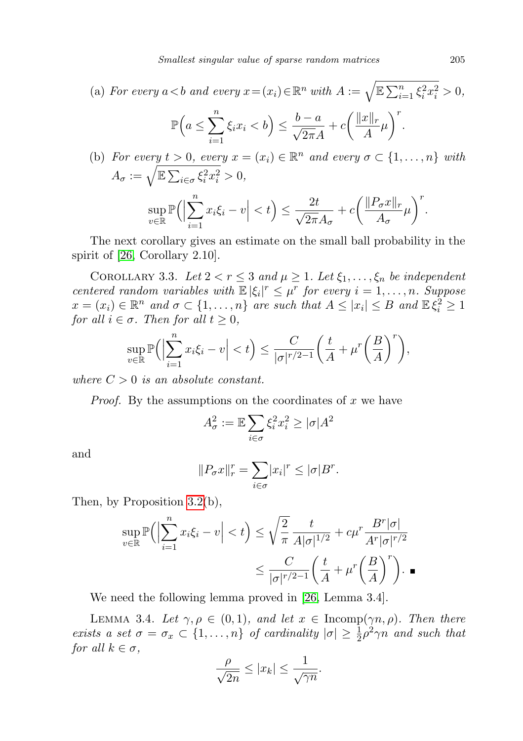(a) *For every $a<b$ and every $x=(x_i)\in\mathbb{R}^n$ with $A := \sqrt{\mathbb{E}\sum_{i=1}^n \xi_i^2 x_i^2} > 0$,*

$$\mathbb{P}\Big(a \le \sum_{i=1}^n \xi_i x_i < b\Big) \le \frac{b-a}{\sqrt{2\pi}A} + c\bigg(\frac{\|x\|_r}{A}\mu\bigg)^r.$$

(b) *For every $t>0$, every $x=(x_i)\in\mathbb{R}^n$ and every $\sigma\subset\{1,\dots,n\}$ with $A_\sigma := \sqrt{\mathbb{E}\sum_{i\in\sigma}\xi_i^2 x_i^2} > 0$,*

$$\sup_{v\in\mathbb{R}} \mathbb{P}\Big(\Big|\sum_{i=1}^n x_i\xi_i - v\Big| < t\Big) \le \frac{2t}{\sqrt{2\pi}A_\sigma} + c\bigg(\frac{\|P_\sigma x\|_r}{A_\sigma}\mu\bigg)^r.$$

The next corollary gives an estimate on the small ball probability in the spirit of [26, Corollary 2.10].

COROLLARY 3.3. *Let $2<r\le 3$ and $\mu\ge 1$. Let $\xi_1,\dots,\xi_n$ be independent centered random variables with $\mathbb{E}\,|\xi_i|^r \le \mu^r$ for every $i=1,\dots,n$. Suppose $x=(x_i)\in\mathbb{R}^n$ and $\sigma\subset\{1,\dots,n\}$ are such that $A\le|x_i|\le B$ and $\mathbb{E}\,\xi_i^2\ge 1$ for all $i\in\sigma$. Then for all $t\ge 0$,*

$$\sup_{v\in\mathbb{R}} \mathbb{P}\Big(\Big|\sum_{i=1}^n x_i\xi_i - v\Big| < t\Big) \le \frac{C}{|\sigma|^{r/2-1}}\bigg(\frac{t}{A} + \mu^r\bigg(\frac{B}{A}\bigg)^r\bigg),$$

*where $C>0$ is an absolute constant.*

*Proof.* By the assumptions on the coordinates of $x$ we have

$$A_\sigma^2 := \mathbb{E}\sum_{i\in\sigma}\xi_i^2 x_i^2 \ge |\sigma| A^2$$

and

$$\|P_\sigma x\|_r^r = \sum_{i\in\sigma}|x_i|^r \le |\sigma| B^r.$$

Then, by Proposition 3.2(b),

$$\begin{aligned}\sup_{v\in\mathbb{R}} \mathbb{P}\Big(\Big|\sum_{i=1}^n x_i\xi_i - v\Big| < t\Big) &\le \sqrt{\frac{2}{\pi}}\,\frac{t}{A|\sigma|^{1/2}} + c\mu^r\frac{B^r|\sigma|}{A^r|\sigma|^{r/2}}\\ &\le \frac{C}{|\sigma|^{r/2-1}}\bigg(\frac{t}{A} + \mu^r\bigg(\frac{B}{A}\bigg)^r\bigg). \ \blacksquare\end{aligned}$$

We need the following lemma proved in [26, Lemma 3.4].

LEMMA 3.4. *Let $\gamma,\rho\in(0,1)$, and let $x\in\mathrm{Incomp}(\gamma n,\rho)$. Then there exists a set $\sigma=\sigma_x\subset\{1,\dots,n\}$ of cardinality $|\sigma|\ge\frac{1}{2}\rho^2\gamma n$ and such that for all $k\in\sigma$,*

$$\frac{\rho}{\sqrt{2n}} \le |x_k| \le \frac{1}{\sqrt{\gamma n}}.$$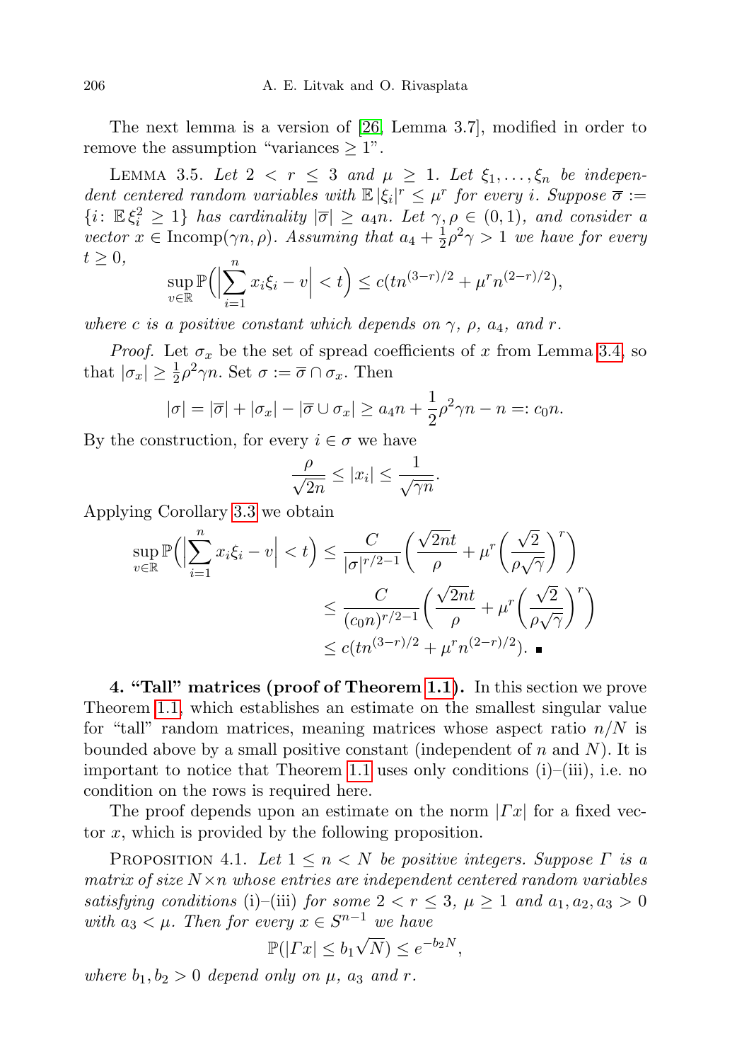The next lemma is a version of [26, Lemma 3.7], modified in order to remove the assumption "variances $\geq 1$".

Lemma 3.5. *Let $2 < r \leq 3$ and $\mu \geq 1$. Let $\xi_1, \ldots, \xi_n$ be independent centered random variables with $\mathbb{E}\,|\xi_i|^r \leq \mu^r$ for every $i$. Suppose $\overline{\sigma} := \{i\colon\ \mathbb{E}\,\xi_i^2 \geq 1\}$ has cardinality $|\overline{\sigma}| \geq a_4 n$. Let $\gamma, \rho \in (0,1)$, and consider a vector $x \in \mathrm{Incomp}(\gamma n, \rho)$. Assuming that $a_4 + \frac{1}{2}\rho^2\gamma > 1$ we have for every $t \geq 0$,*

$$\sup_{v\in\mathbb{R}} \mathbb{P}\Big(\Big|\sum_{i=1}^n x_i\xi_i - v\Big| < t\Big) \leq c(tn^{(3-r)/2} + \mu^r n^{(2-r)/2}),$$

*where $c$ is a positive constant which depends on $\gamma$, $\rho$, $a_4$, and $r$.*

*Proof.* Let $\sigma_x$ be the set of spread coefficients of $x$ from Lemma 3.4, so that $|\sigma_x| \geq \frac{1}{2}\rho^2\gamma n$. Set $\sigma := \overline{\sigma} \cap \sigma_x$. Then

$$|\sigma| = |\overline{\sigma}| + |\sigma_x| - |\overline{\sigma} \cup \sigma_x| \geq a_4 n + \frac{1}{2}\rho^2\gamma n - n =: c_0 n.$$

By the construction, for every $i \in \sigma$ we have

$$\frac{\rho}{\sqrt{2n}} \leq |x_i| \leq \frac{1}{\sqrt{\gamma n}}.$$

Applying Corollary 3.3 we obtain

$$\begin{aligned}
\sup_{v\in\mathbb{R}} \mathbb{P}\Big(\Big|\sum_{i=1}^n x_i\xi_i - v\Big| < t\Big) &\leq \frac{C}{|\sigma|^{r/2-1}}\bigg(\frac{\sqrt{2n}t}{\rho} + \mu^r\Big(\frac{\sqrt{2}}{\rho\sqrt{\gamma}}\Big)^r\bigg) \\
&\leq \frac{C}{(c_0 n)^{r/2-1}}\bigg(\frac{\sqrt{2n}t}{\rho} + \mu^r\Big(\frac{\sqrt{2}}{\rho\sqrt{\gamma}}\Big)^r\bigg) \\
&\leq c(tn^{(3-r)/2} + \mu^r n^{(2-r)/2}). \ \blacksquare
\end{aligned}$$

**4. "Tall" matrices (proof of Theorem 1.1).** In this section we prove Theorem 1.1, which establishes an estimate on the smallest singular value for "tall" random matrices, meaning matrices whose aspect ratio $n/N$ is bounded above by a small positive constant (independent of $n$ and $N$). It is important to notice that Theorem 1.1 uses only conditions (i)–(iii), i.e. no condition on the rows is required here.

The proof depends upon an estimate on the norm $|\Gamma x|$ for a fixed vector $x$, which is provided by the following proposition.

Proposition 4.1. *Let $1 \leq n < N$ be positive integers. Suppose $\Gamma$ is a matrix of size $N\times n$ whose entries are independent centered random variables satisfying conditions* (i)–(iii) *for some $2 < r \leq 3$, $\mu \geq 1$ and $a_1, a_2, a_3 > 0$ with $a_3 < \mu$. Then for every $x \in S^{n-1}$ we have*

$$\mathbb{P}(|\Gamma x| \leq b_1\sqrt{N}) \leq e^{-b_2 N},$$

*where $b_1, b_2 > 0$ depend only on $\mu$, $a_3$ and $r$.*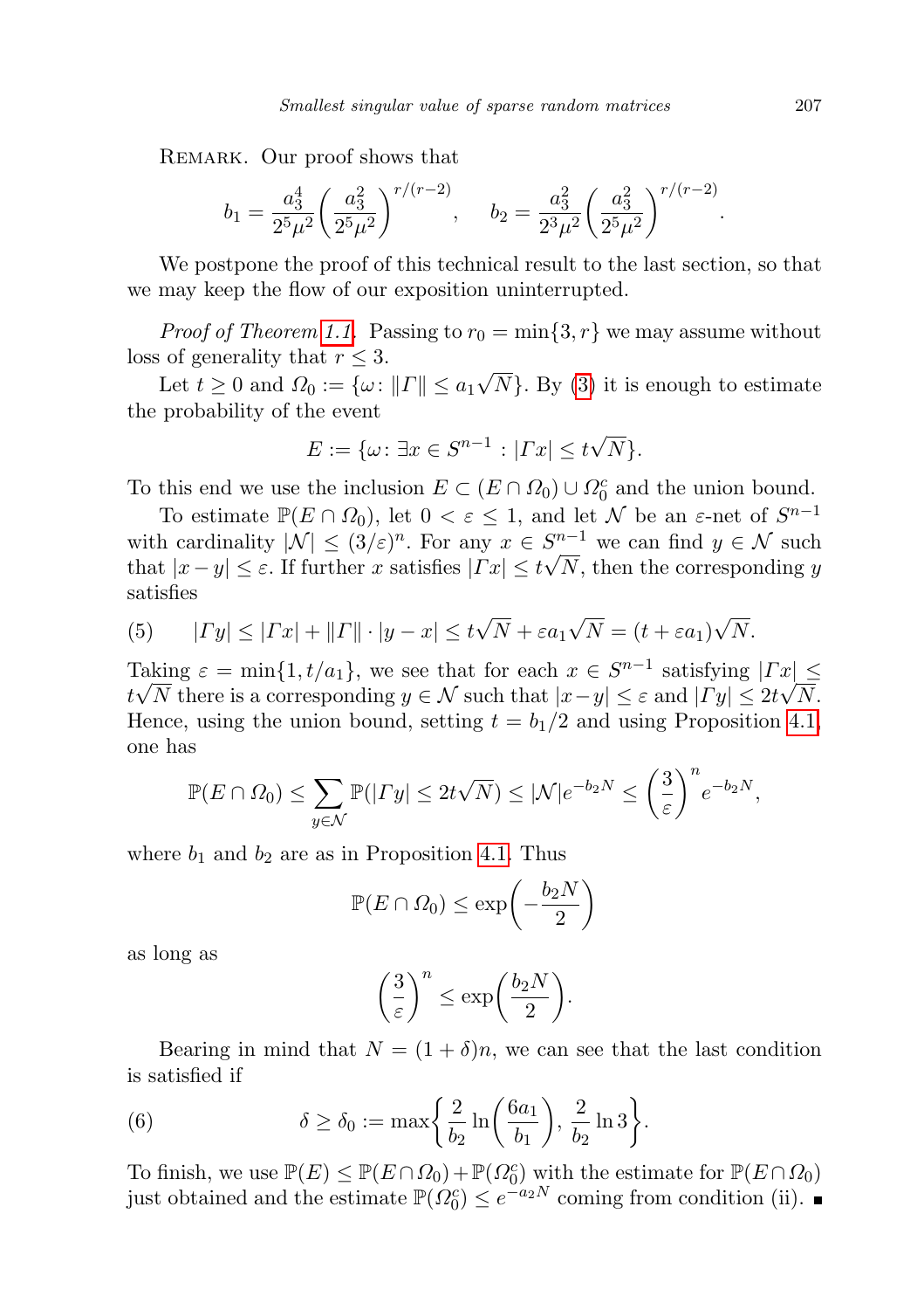Remark. Our proof shows that

$$b_1 = \frac{a_3^4}{2^5\mu^2}\left(\frac{a_3^2}{2^5\mu^2}\right)^{r/(r-2)}, \quad b_2 = \frac{a_3^2}{2^3\mu^2}\left(\frac{a_3^2}{2^5\mu^2}\right)^{r/(r-2)}.$$

We postpone the proof of this technical result to the last section, so that we may keep the flow of our exposition uninterrupted.

*Proof of Theorem 1.1.* Passing to $r_0 = \min\{3, r\}$ we may assume without loss of generality that $r \le 3$.

Let $t \ge 0$ and $\Omega_0 := \{\omega \colon \|\Gamma\| \le a_1\sqrt{N}\}$. By (3) it is enough to estimate the probability of the event

$$E := \{\omega \colon \exists x \in S^{n-1} : |\Gamma x| \le t\sqrt{N}\}.$$

To this end we use the inclusion $E \subset (E \cap \Omega_0) \cup \Omega_0^c$ and the union bound.

To estimate $\mathbb{P}(E \cap \Omega_0)$, let $0 < \varepsilon \le 1$, and let $\mathcal{N}$ be an $\varepsilon$-net of $S^{n-1}$ with cardinality $|\mathcal{N}| \le (3/\varepsilon)^n$. For any $x \in S^{n-1}$ we can find $y \in \mathcal{N}$ such that $|x - y| \le \varepsilon$. If further $x$ satisfies $|\Gamma x| \le t\sqrt{N}$, then the corresponding $y$ satisfies

$$|\Gamma y| \le |\Gamma x| + \|\Gamma\| \cdot |y - x| \le t\sqrt{N} + \varepsilon a_1\sqrt{N} = (t + \varepsilon a_1)\sqrt{N}. \tag{5}$$

Taking $\varepsilon = \min\{1, t/a_1\}$, we see that for each $x \in S^{n-1}$ satisfying $|\Gamma x| \le t\sqrt{N}$ there is a corresponding $y \in \mathcal{N}$ such that $|x-y| \le \varepsilon$ and $|\Gamma y| \le 2t\sqrt{N}$. Hence, using the union bound, setting $t = b_1/2$ and using Proposition 4.1, one has

$$\mathbb{P}(E \cap \Omega_0) \le \sum_{y \in \mathcal{N}} \mathbb{P}(|\Gamma y| \le 2t\sqrt{N}) \le |\mathcal{N}| e^{-b_2 N} \le \left(\frac{3}{\varepsilon}\right)^n e^{-b_2 N},$$

where $b_1$ and $b_2$ are as in Proposition 4.1. Thus

$$\mathbb{P}(E \cap \Omega_0) \le \exp\left(-\frac{b_2 N}{2}\right)$$

as long as

$$\left(\frac{3}{\varepsilon}\right)^n \le \exp\left(\frac{b_2 N}{2}\right).$$

Bearing in mind that $N = (1+\delta)n$, we can see that the last condition is satisfied if

$$\delta \ge \delta_0 := \max\left\{\frac{2}{b_2}\ln\left(\frac{6a_1}{b_1}\right), \frac{2}{b_2}\ln 3\right\}. \tag{6}$$

To finish, we use $\mathbb{P}(E) \le \mathbb{P}(E \cap \Omega_0) + \mathbb{P}(\Omega_0^c)$ with the estimate for $\mathbb{P}(E \cap \Omega_0)$ just obtained and the estimate $\mathbb{P}(\Omega_0^c) \le e^{-a_2 N}$ coming from condition (ii). ■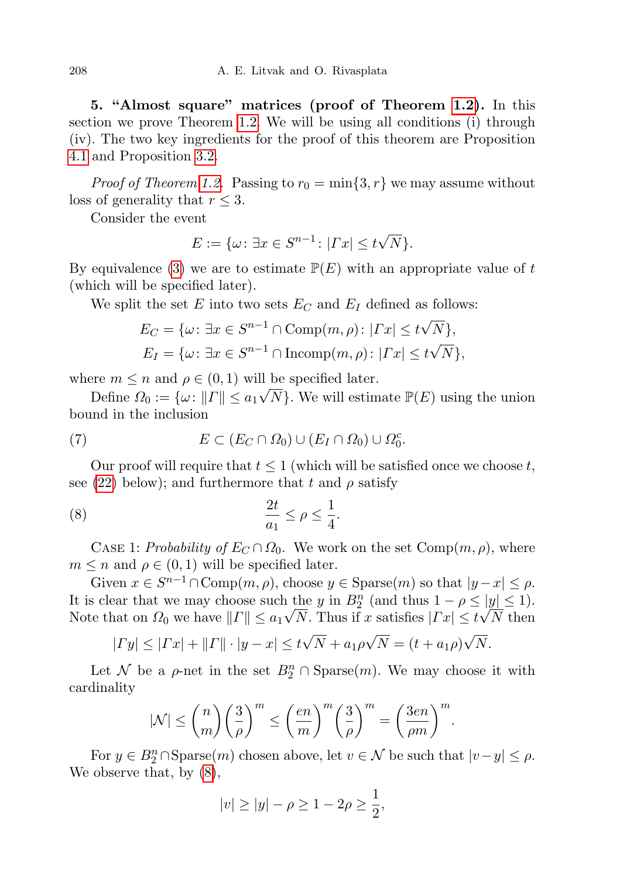**5. "Almost square" matrices (proof of Theorem 1.2).** In this section we prove Theorem 1.2. We will be using all conditions (i) through (iv). The two key ingredients for the proof of this theorem are Proposition 4.1 and Proposition 3.2.

*Proof of Theorem 1.2.* Passing to $r_0 = \min\{3, r\}$ we may assume without loss of generality that $r \le 3$.

Consider the event

$$E := \{\omega \colon \exists x \in S^{n-1} \colon |\Gamma x| \le t\sqrt{N}\}.$$

By equivalence (3) we are to estimate $\mathbb{P}(E)$ with an appropriate value of $t$ (which will be specified later).

We split the set $E$ into two sets $E_C$ and $E_I$ defined as follows:

$$E_C = \{\omega \colon \exists x \in S^{n-1} \cap \mathrm{Comp}(m, \rho) \colon |\Gamma x| \le t\sqrt{N}\},$$
$$E_I = \{\omega \colon \exists x \in S^{n-1} \cap \mathrm{Incomp}(m, \rho) \colon |\Gamma x| \le t\sqrt{N}\},$$

where $m \le n$ and $\rho \in (0,1)$ will be specified later.

Define $\Omega_0 := \{\omega \colon \|\Gamma\| \le a_1\sqrt{N}\}$. We will estimate $\mathbb{P}(E)$ using the union bound in the inclusion

$$E \subset (E_C \cap \Omega_0) \cup (E_I \cap \Omega_0) \cup \Omega_0^c. \tag{7}$$

Our proof will require that $t \le 1$ (which will be satisfied once we choose $t$, see (22) below); and furthermore that $t$ and $\rho$ satisfy

$$\frac{2t}{a_1} \le \rho \le \frac{1}{4}. \tag{8}$$

Case 1: *Probability of $E_C \cap \Omega_0$.* We work on the set $\mathrm{Comp}(m, \rho)$, where $m \le n$ and $\rho \in (0,1)$ will be specified later.

Given $x \in S^{n-1} \cap \mathrm{Comp}(m, \rho)$, choose $y \in \mathrm{Sparse}(m)$ so that $|y - x| \le \rho$. It is clear that we may choose such the $y$ in $B_2^n$ (and thus $1 - \rho \le |y| \le 1$). Note that on $\Omega_0$ we have $\|\Gamma\| \le a_1\sqrt{N}$. Thus if $x$ satisfies $|\Gamma x| \le t\sqrt{N}$ then

$$|\Gamma y| \le |\Gamma x| + \|\Gamma\| \cdot |y - x| \le t\sqrt{N} + a_1\rho\sqrt{N} = (t + a_1\rho)\sqrt{N}.$$

Let $\mathcal{N}$ be a $\rho$-net in the set $B_2^n \cap \mathrm{Sparse}(m)$. We may choose it with cardinality

$$|\mathcal{N}| \le \binom{n}{m}\left(\frac{3}{\rho}\right)^m \le \left(\frac{en}{m}\right)^m \left(\frac{3}{\rho}\right)^m = \left(\frac{3en}{\rho m}\right)^m.$$

For $y \in B_2^n \cap \mathrm{Sparse}(m)$ chosen above, let $v \in \mathcal{N}$ be such that $|v - y| \le \rho$. We observe that, by (8),

$$|v| \ge |y| - \rho \ge 1 - 2\rho \ge \frac{1}{2},$$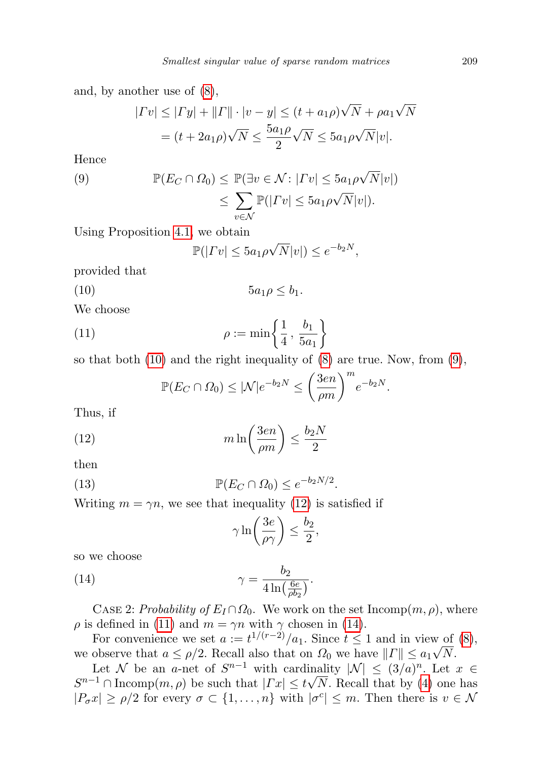and, by another use of (8),

$$|\Gamma v| \le |\Gamma y| + \|\Gamma\| \cdot |v - y| \le (t + a_1\rho)\sqrt{N} + \rho a_1 \sqrt{N}$$
$$= (t + 2a_1\rho)\sqrt{N} \le \frac{5a_1\rho}{2}\sqrt{N} \le 5a_1\rho\sqrt{N}|v|.$$

Hence

$$\mathbb{P}(E_C \cap \Omega_0) \le \mathbb{P}(\exists v \in \mathcal{N} \colon |\Gamma v| \le 5a_1\rho\sqrt{N}|v|) \tag{9}$$
$$\le \sum_{v\in\mathcal{N}} \mathbb{P}(|\Gamma v| \le 5a_1\rho\sqrt{N}|v|).$$

Using Proposition 4.1, we obtain

$$\mathbb{P}(|\Gamma v| \le 5a_1\rho\sqrt{N}|v|) \le e^{-b_2 N},$$

provided that

$$5a_1\rho \le b_1. \tag{10}$$

We choose

$$\rho := \min\left\{\frac{1}{4}, \frac{b_1}{5a_1}\right\} \tag{11}$$

so that both (10) and the right inequality of (8) are true. Now, from (9),

$$\mathbb{P}(E_C \cap \Omega_0) \le |\mathcal{N}| e^{-b_2 N} \le \left(\frac{3en}{\rho m}\right)^m e^{-b_2 N}.$$

Thus, if

$$m \ln\left(\frac{3en}{\rho m}\right) \le \frac{b_2 N}{2} \tag{12}$$

then

$$\mathbb{P}(E_C \cap \Omega_0) \le e^{-b_2 N/2}. \tag{13}$$

Writing $m = \gamma n$, we see that inequality (12) is satisfied if

$$\gamma \ln\left(\frac{3e}{\rho\gamma}\right) \le \frac{b_2}{2},$$

so we choose

$$\gamma = \frac{b_2}{4\ln\left(\frac{6e}{\rho b_2}\right)}. \tag{14}$$

Case 2: *Probability of* $E_I \cap \Omega_0$. We work on the set $\mathrm{Incomp}(m, \rho)$, where $\rho$ is defined in (11) and $m = \gamma n$ with $\gamma$ chosen in (14).

For convenience we set $a := t^{1/(r-2)}/a_1$. Since $t \le 1$ and in view of (8), we observe that $a \le \rho/2$. Recall also that on $\Omega_0$ we have $\|\Gamma\| \le a_1\sqrt{N}$.

Let $\mathcal{N}$ be an $a$-net of $S^{n-1}$ with cardinality $|\mathcal{N}| \le (3/a)^n$. Let $x \in S^{n-1} \cap \mathrm{Incomp}(m, \rho)$ be such that $|\Gamma x| \le t\sqrt{N}$. Recall that by (4) one has $|P_\sigma x| \ge \rho/2$ for every $\sigma \subset \{1, \ldots, n\}$ with $|\sigma^c| \le m$. Then there is $v \in \mathcal{N}$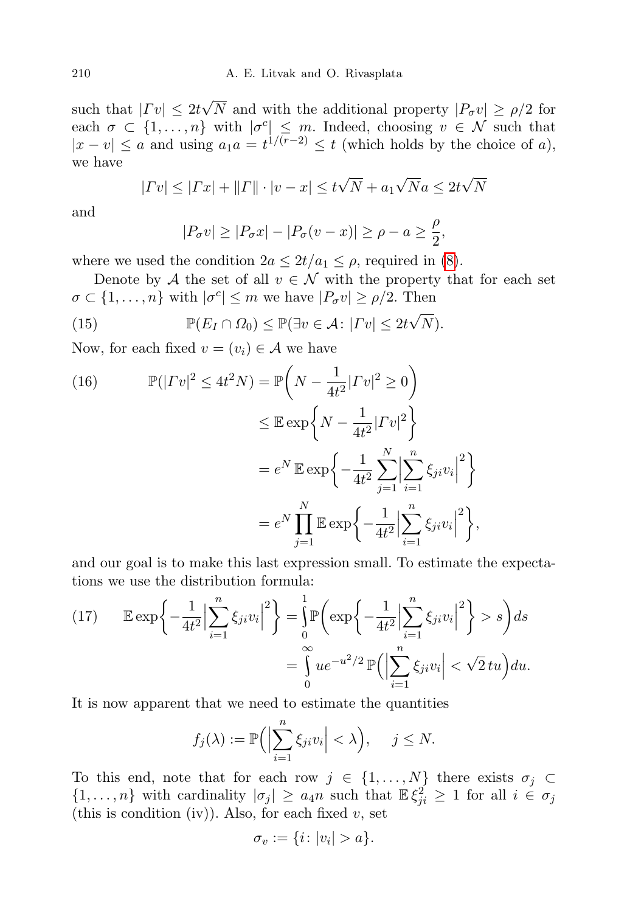such that $|\Gamma v| \le 2t\sqrt{N}$ and with the additional property $|P_\sigma v| \ge \rho/2$ for each $\sigma \subset \{1,\dots,n\}$ with $|\sigma^c| \le m$. Indeed, choosing $v \in \mathcal{N}$ such that $|x - v| \le a$ and using $a_1 a = t^{1/(r-2)} \le t$ (which holds by the choice of $a$), we have

$$|\Gamma v| \le |\Gamma x| + \|\Gamma\| \cdot |v - x| \le t\sqrt{N} + a_1\sqrt{N} a \le 2t\sqrt{N}$$

and

$$|P_\sigma v| \ge |P_\sigma x| - |P_\sigma(v - x)| \ge \rho - a \ge \frac{\rho}{2},$$

where we used the condition $2a \le 2t/a_1 \le \rho$, required in (8).

Denote by $\mathcal{A}$ the set of all $v \in \mathcal{N}$ with the property that for each set $\sigma \subset \{1,\dots,n\}$ with $|\sigma^c| \le m$ we have $|P_\sigma v| \ge \rho/2$. Then

$$\mathbb{P}(E_I \cap \Omega_0) \le \mathbb{P}(\exists v \in \mathcal{A}\colon |\Gamma v| \le 2t\sqrt{N}). \tag{15}$$

Now, for each fixed $v = (v_i) \in \mathcal{A}$ we have

$$\begin{aligned}
\mathbb{P}(|\Gamma v|^2 \le 4t^2 N) &= \mathbb{P}\Big(N - \frac{1}{4t^2}|\Gamma v|^2 \ge 0\Big) \\
&\le \mathbb{E}\exp\Big\{N - \frac{1}{4t^2}|\Gamma v|^2\Big\} \\
&= e^N\, \mathbb{E}\exp\Big\{-\frac{1}{4t^2}\sum_{j=1}^N \Big|\sum_{i=1}^n \xi_{ji} v_i\Big|^2\Big\} \\
&= e^N \prod_{j=1}^N \mathbb{E}\exp\Big\{-\frac{1}{4t^2}\Big|\sum_{i=1}^n \xi_{ji} v_i\Big|^2\Big\},
\end{aligned} \tag{16}$$

and our goal is to make this last expression small. To estimate the expectations we use the distribution formula:

$$\begin{aligned}
\mathbb{E}\exp\Big\{-\frac{1}{4t^2}\Big|\sum_{i=1}^n \xi_{ji} v_i\Big|^2\Big\} &= \int_0^1 \mathbb{P}\Big(\exp\Big\{-\frac{1}{4t^2}\Big|\sum_{i=1}^n \xi_{ji} v_i\Big|^2\Big\} > s\Big)\,ds \\
&= \int_0^\infty u e^{-u^2/2}\, \mathbb{P}\Big(\Big|\sum_{i=1}^n \xi_{ji} v_i\Big| < \sqrt{2}\,tu\Big)\,du.
\end{aligned} \tag{17}$$

It is now apparent that we need to estimate the quantities

$$f_j(\lambda) := \mathbb{P}\Big(\Big|\sum_{i=1}^n \xi_{ji} v_i\Big| < \lambda\Big), \qquad j \le N.$$

To this end, note that for each row $j \in \{1,\dots,N\}$ there exists $\sigma_j \subset \{1,\dots,n\}$ with cardinality $|\sigma_j| \ge a_4 n$ such that $\mathbb{E}\xi_{ji}^2 \ge 1$ for all $i \in \sigma_j$ (this is condition (iv)). Also, for each fixed $v$, set

$$\sigma_v := \{i\colon |v_i| > a\}.$$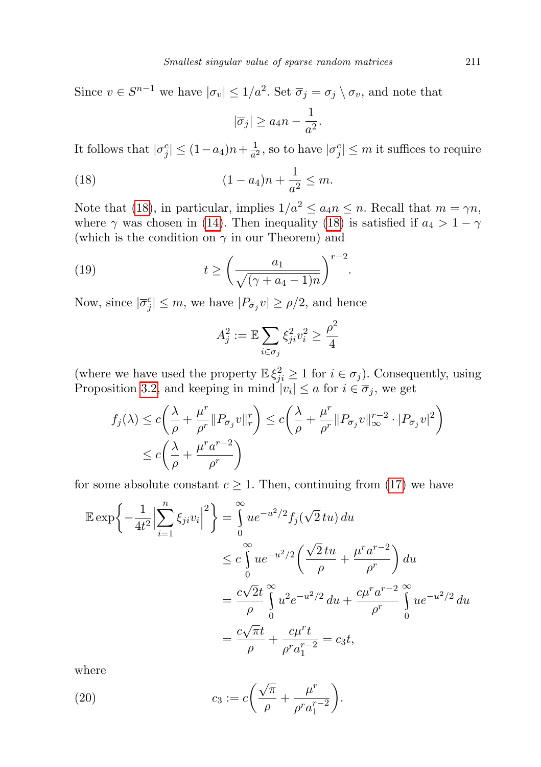Since $v \in S^{n-1}$ we have $|\sigma_v| \le 1/a^2$. Set $\overline{\sigma}_j = \sigma_j \setminus \sigma_v$, and note that

$$|\overline{\sigma}_j| \ge a_4 n - \frac{1}{a^2}.$$

It follows that $|\overline{\sigma}_j^c| \le (1-a_4)n + \frac{1}{a^2}$, so to have $|\overline{\sigma}_j^c| \le m$ it suffices to require

$$(1-a_4)n + \frac{1}{a^2} \le m. \tag{18}$$

Note that (18), in particular, implies $1/a^2 \le a_4 n \le n$. Recall that $m = \gamma n$, where $\gamma$ was chosen in (14). Then inequality (18) is satisfied if $a_4 > 1-\gamma$ (which is the condition on $\gamma$ in our Theorem) and

$$t \ge \left( \frac{a_1}{\sqrt{(\gamma + a_4 - 1)n}} \right)^{r-2}. \tag{19}$$

Now, since $|\overline{\sigma}_j^c| \le m$, we have $|P_{\overline{\sigma}_j} v| \ge \rho/2$, and hence

$$A_j^2 := \mathbb{E} \sum_{i \in \overline{\sigma}_j} \xi_{ji}^2 v_i^2 \ge \frac{\rho^2}{4}$$

(where we have used the property $\mathbb{E}\, \xi_{ji}^2 \ge 1$ for $i \in \sigma_j$). Consequently, using Proposition 3.2, and keeping in mind $|v_i| \le a$ for $i \in \overline{\sigma}_j$, we get

$$\begin{aligned}
f_j(\lambda) &\le c\left( \frac{\lambda}{\rho} + \frac{\mu^r}{\rho^r} \|P_{\overline{\sigma}_j} v\|_r^r \right) \le c\left( \frac{\lambda}{\rho} + \frac{\mu^r}{\rho^r} \|P_{\overline{\sigma}_j} v\|_\infty^{r-2} \cdot |P_{\overline{\sigma}_j} v|^2 \right) \\
&\le c\left( \frac{\lambda}{\rho} + \frac{\mu^r a^{r-2}}{\rho^r} \right)
\end{aligned}$$

for some absolute constant $c \ge 1$. Then, continuing from (17) we have

$$\begin{aligned}
\mathbb{E} \exp\left\{ -\frac{1}{4t^2} \Big| \sum_{i=1}^n \xi_{ji} v_i \Big|^2 \right\} &= \int_0^\infty u e^{-u^2/2} f_j(\sqrt{2}\, tu)\, du \\
&\le c \int_0^\infty u e^{-u^2/2} \left( \frac{\sqrt{2}\, tu}{\rho} + \frac{\mu^r a^{r-2}}{\rho^r} \right) du \\
&= \frac{c\sqrt{2} t}{\rho} \int_0^\infty u^2 e^{-u^2/2}\, du + \frac{c \mu^r a^{r-2}}{\rho^r} \int_0^\infty u e^{-u^2/2}\, du \\
&= \frac{c\sqrt{\pi} t}{\rho} + \frac{c \mu^r t}{\rho^r a_1^{r-2}} = c_3 t,
\end{aligned}$$

where

$$c_3 := c\left( \frac{\sqrt{\pi}}{\rho} + \frac{\mu^r}{\rho^r a_1^{r-2}} \right). \tag{20}$$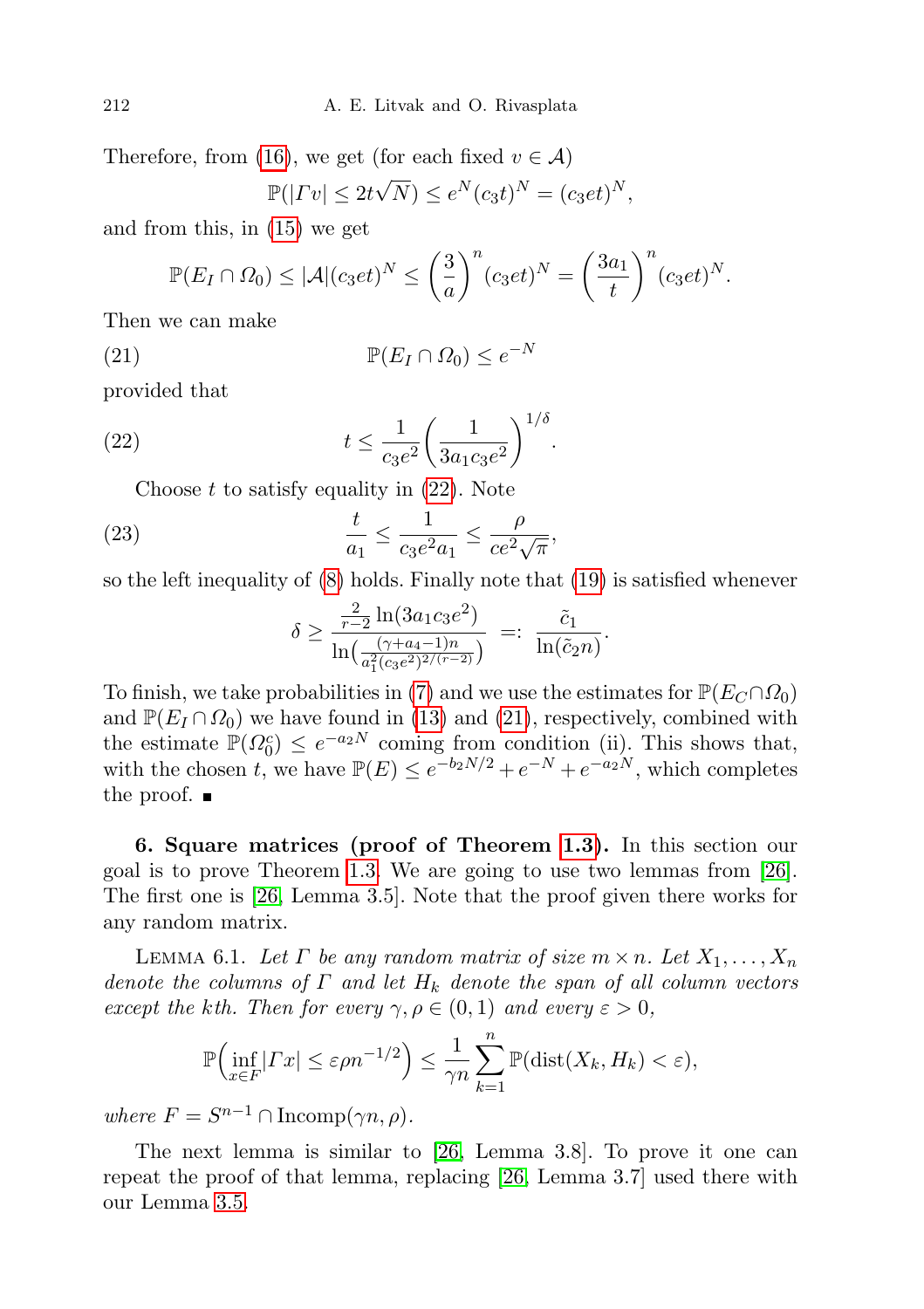Therefore, from (16), we get (for each fixed $v \in \mathcal{A}$)

$$\mathbb{P}(|\Gamma v| \le 2t\sqrt{N}) \le e^N (c_3 t)^N = (c_3 e t)^N,$$

and from this, in (15) we get

$$\mathbb{P}(E_I \cap \Omega_0) \le |\mathcal{A}|(c_3 e t)^N \le \left(\frac{3}{a}\right)^n (c_3 e t)^N = \left(\frac{3a_1}{t}\right)^n (c_3 e t)^N.$$

Then we can make

$$\mathbb{P}(E_I \cap \Omega_0) \le e^{-N} \tag{21}$$

provided that

$$t \le \frac{1}{c_3 e^2} \left(\frac{1}{3a_1 c_3 e^2}\right)^{1/\delta}. \tag{22}$$

Choose $t$ to satisfy equality in (22). Note

$$\frac{t}{a_1} \le \frac{1}{c_3 e^2 a_1} \le \frac{\rho}{c e^2 \sqrt{\pi}}, \tag{23}$$

so the left inequality of (8) holds. Finally note that (19) is satisfied whenever

$$\delta \ge \frac{\frac{2}{r-2}\ln(3a_1 c_3 e^2)}{\ln\left(\frac{(\gamma + a_4 - 1)n}{a_1^2 (c_3 e^2)^{2/(r-2)}}\right)} \;=:\; \frac{\tilde{c}_1}{\ln(\tilde{c}_2 n)}.$$

To finish, we take probabilities in (7) and we use the estimates for $\mathbb{P}(E_C \cap \Omega_0)$ and $\mathbb{P}(E_I \cap \Omega_0)$ we have found in (13) and (21), respectively, combined with the estimate $\mathbb{P}(\Omega_0^c) \le e^{-a_2 N}$ coming from condition (ii). This shows that, with the chosen $t$, we have $\mathbb{P}(E) \le e^{-b_2 N/2} + e^{-N} + e^{-a_2 N}$, which completes the proof. ■

**6. Square matrices (proof of Theorem 1.3).** In this section our goal is to prove Theorem 1.3. We are going to use two lemmas from [26]. The first one is [26, Lemma 3.5]. Note that the proof given there works for any random matrix.

Lemma 6.1. *Let $\Gamma$ be any random matrix of size $m \times n$. Let $X_1, \ldots, X_n$ denote the columns of $\Gamma$ and let $H_k$ denote the span of all column vectors except the kth. Then for every $\gamma, \rho \in (0,1)$ and every $\varepsilon > 0$,*

$$\mathbb{P}\Big(\inf_{x \in F} |\Gamma x| \le \varepsilon \rho n^{-1/2}\Big) \le \frac{1}{\gamma n} \sum_{k=1}^{n} \mathbb{P}(\operatorname{dist}(X_k, H_k) < \varepsilon),$$

*where $F = S^{n-1} \cap \operatorname{Incomp}(\gamma n, \rho)$.*

The next lemma is similar to [26, Lemma 3.8]. To prove it one can repeat the proof of that lemma, replacing [26, Lemma 3.7] used there with our Lemma 3.5.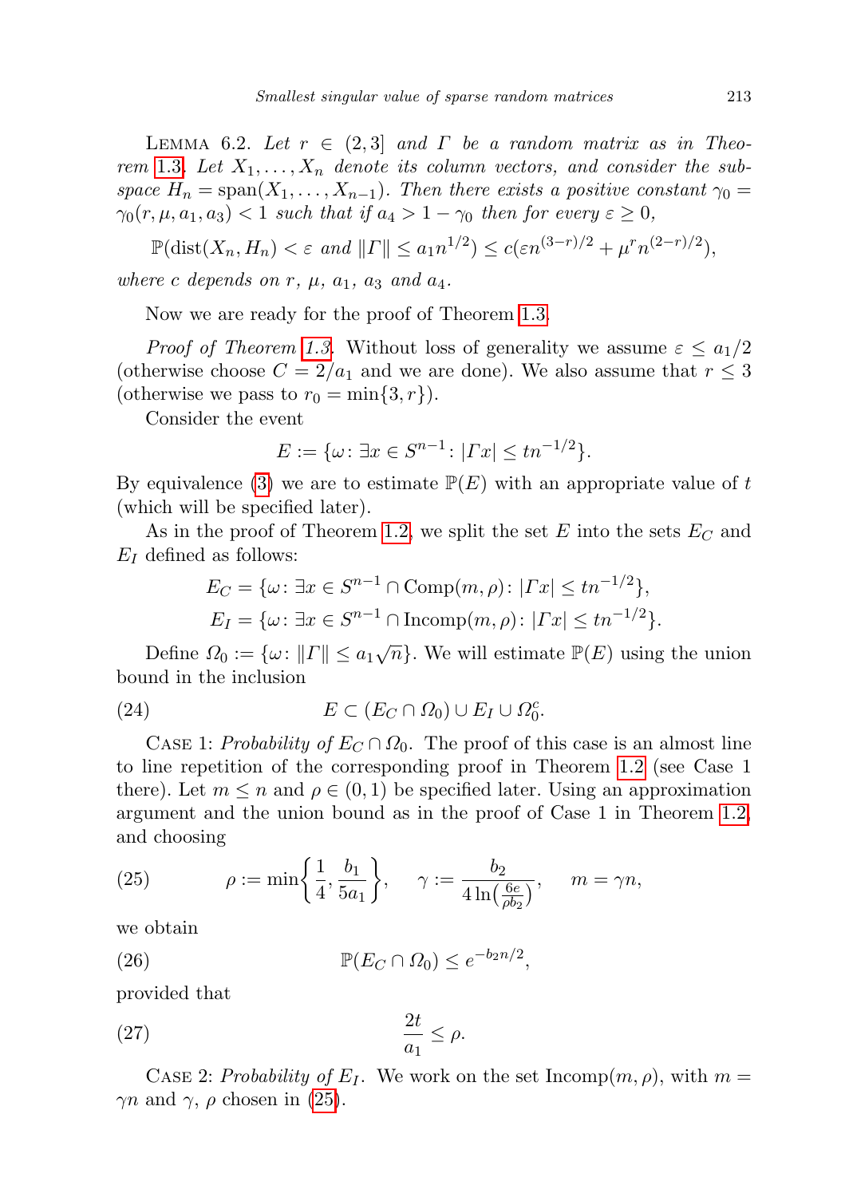Lemma 6.2. *Let $r \in (2,3]$ and $\Gamma$ be a random matrix as in Theorem 1.3. Let $X_1, \dots, X_n$ denote its column vectors, and consider the subspace $H_n = \operatorname{span}(X_1, \dots, X_{n-1})$. Then there exists a positive constant $\gamma_0 = \gamma_0(r, \mu, a_1, a_3) < 1$ such that if $a_4 > 1 - \gamma_0$ then for every $\varepsilon \geq 0$,*

$$\mathbb{P}(\operatorname{dist}(X_n, H_n) < \varepsilon \text{ and } \|\Gamma\| \leq a_1 n^{1/2}) \leq c(\varepsilon n^{(3-r)/2} + \mu^r n^{(2-r)/2}),$$

*where $c$ depends on $r$, $\mu$, $a_1$, $a_3$ and $a_4$.*

Now we are ready for the proof of Theorem 1.3.

*Proof of Theorem 1.3.* Without loss of generality we assume $\varepsilon \leq a_1/2$ (otherwise choose $C = 2/a_1$ and we are done). We also assume that $r \leq 3$ (otherwise we pass to $r_0 = \min\{3, r\}$).

Consider the event

$$E := \{\omega : \exists x \in S^{n-1} : |\Gamma x| \leq t n^{-1/2}\}.$$

By equivalence (3) we are to estimate $\mathbb{P}(E)$ with an appropriate value of $t$ (which will be specified later).

As in the proof of Theorem 1.2, we split the set $E$ into the sets $E_C$ and $E_I$ defined as follows:

$$E_C = \{\omega : \exists x \in S^{n-1} \cap \operatorname{Comp}(m, \rho) : |\Gamma x| \leq t n^{-1/2}\},$$
$$E_I = \{\omega : \exists x \in S^{n-1} \cap \operatorname{Incomp}(m, \rho) : |\Gamma x| \leq t n^{-1/2}\}.$$

Define $\Omega_0 := \{\omega : \|\Gamma\| \leq a_1 \sqrt{n}\}$. We will estimate $\mathbb{P}(E)$ using the union bound in the inclusion

$$E \subset (E_C \cap \Omega_0) \cup E_I \cup \Omega_0^c. \tag{24}$$

Case 1: *Probability of $E_C \cap \Omega_0$.* The proof of this case is an almost line to line repetition of the corresponding proof in Theorem 1.2 (see Case 1 there). Let $m \leq n$ and $\rho \in (0,1)$ be specified later. Using an approximation argument and the union bound as in the proof of Case 1 in Theorem 1.2, and choosing

$$\rho := \min\left\{\frac{1}{4}, \frac{b_1}{5a_1}\right\}, \qquad \gamma := \frac{b_2}{4\ln\left(\frac{6e}{\rho b_2}\right)}, \qquad m = \gamma n, \tag{25}$$

we obtain

$$\mathbb{P}(E_C \cap \Omega_0) \leq e^{-b_2 n/2}, \tag{26}$$

provided that

$$\frac{2t}{a_1} \leq \rho. \tag{27}$$

Case 2: *Probability of $E_I$.* We work on the set $\operatorname{Incomp}(m, \rho)$, with $m = \gamma n$ and $\gamma$, $\rho$ chosen in (25).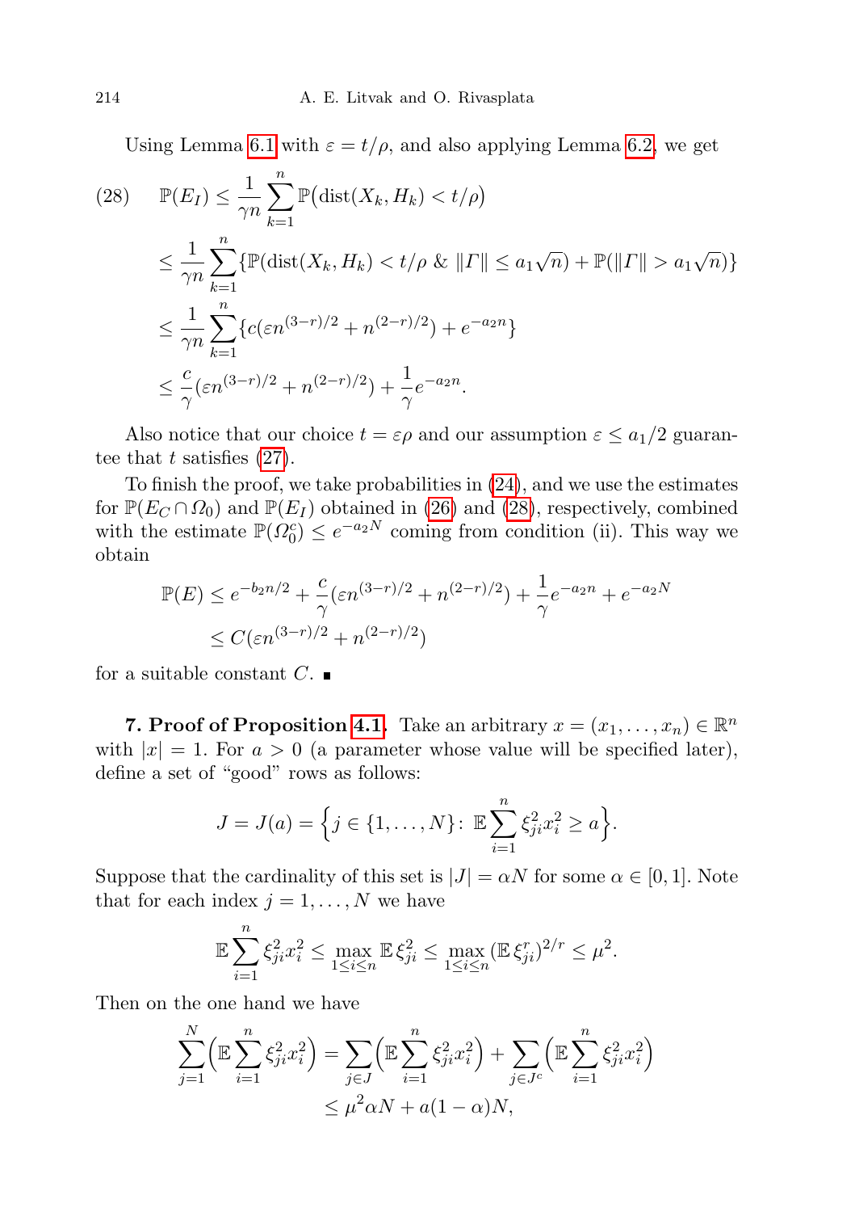Using Lemma 6.1 with $\varepsilon = t/\rho$, and also applying Lemma 6.2, we get

$$
\begin{aligned}
(28) \qquad \mathbb{P}(E_I) &\leq \frac{1}{\gamma n} \sum_{k=1}^{n} \mathbb{P}\big(\operatorname{dist}(X_k, H_k) < t/\rho\big) \\
&\leq \frac{1}{\gamma n} \sum_{k=1}^{n} \{\mathbb{P}(\operatorname{dist}(X_k, H_k) < t/\rho \ \&\ \|\Gamma\| \leq a_1\sqrt{n}) + \mathbb{P}(\|\Gamma\| > a_1\sqrt{n})\} \\
&\leq \frac{1}{\gamma n} \sum_{k=1}^{n} \{c(\varepsilon n^{(3-r)/2} + n^{(2-r)/2}) + e^{-a_2 n}\} \\
&\leq \frac{c}{\gamma}(\varepsilon n^{(3-r)/2} + n^{(2-r)/2}) + \frac{1}{\gamma} e^{-a_2 n}.
\end{aligned}
$$

Also notice that our choice $t = \varepsilon\rho$ and our assumption $\varepsilon \leq a_1/2$ guarantee that $t$ satisfies (27).

To finish the proof, we take probabilities in (24), and we use the estimates for $\mathbb{P}(E_C \cap \Omega_0)$ and $\mathbb{P}(E_I)$ obtained in (26) and (28), respectively, combined with the estimate $\mathbb{P}(\Omega_0^c) \leq e^{-a_2 N}$ coming from condition (ii). This way we obtain

$$
\begin{aligned}
\mathbb{P}(E) &\leq e^{-b_2 n/2} + \frac{c}{\gamma}(\varepsilon n^{(3-r)/2} + n^{(2-r)/2}) + \frac{1}{\gamma} e^{-a_2 n} + e^{-a_2 N} \\
&\leq C(\varepsilon n^{(3-r)/2} + n^{(2-r)/2})
\end{aligned}
$$

for a suitable constant $C$. ■

**7. Proof of Proposition 4.1.** Take an arbitrary $x = (x_1, \ldots, x_n) \in \mathbb{R}^n$ with $|x| = 1$. For $a > 0$ (a parameter whose value will be specified later), define a set of "good" rows as follows:

$$
J = J(a) = \Big\{ j \in \{1, \ldots, N\} \colon \mathbb{E} \sum_{i=1}^{n} \xi_{ji}^2 x_i^2 \geq a \Big\}.
$$

Suppose that the cardinality of this set is $|J| = \alpha N$ for some $\alpha \in [0, 1]$. Note that for each index $j = 1, \ldots, N$ we have

$$
\mathbb{E} \sum_{i=1}^{n} \xi_{ji}^2 x_i^2 \leq \max_{1 \leq i \leq n} \mathbb{E}\, \xi_{ji}^2 \leq \max_{1 \leq i \leq n} (\mathbb{E}\, \xi_{ji}^r)^{2/r} \leq \mu^2.
$$

Then on the one hand we have

$$
\begin{aligned}
\sum_{j=1}^{N} \Big( \mathbb{E} \sum_{i=1}^{n} \xi_{ji}^2 x_i^2 \Big) &= \sum_{j \in J} \Big( \mathbb{E} \sum_{i=1}^{n} \xi_{ji}^2 x_i^2 \Big) + \sum_{j \in J^c} \Big( \mathbb{E} \sum_{i=1}^{n} \xi_{ji}^2 x_i^2 \Big) \\
&\leq \mu^2 \alpha N + a(1 - \alpha) N,
\end{aligned}
$$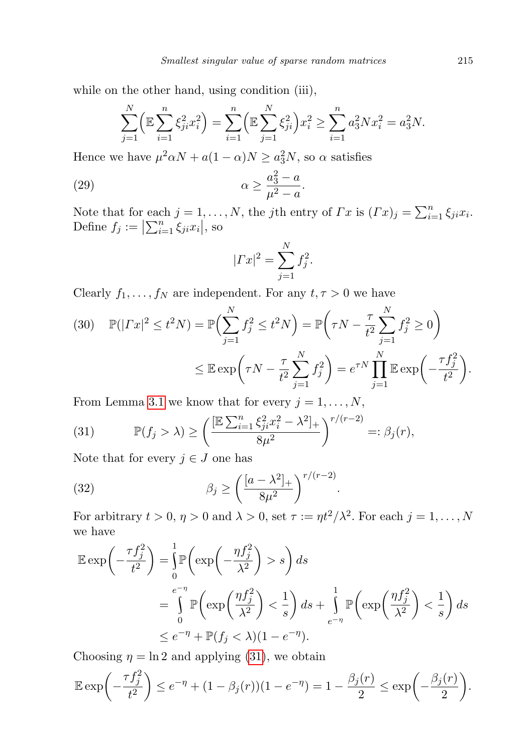while on the other hand, using condition (iii),

$$\sum_{j=1}^{N}\Big(\mathbb{E}\sum_{i=1}^{n}\xi_{ji}^2 x_i^2\Big) = \sum_{i=1}^{n}\Big(\mathbb{E}\sum_{j=1}^{N}\xi_{ji}^2\Big)x_i^2 \geq \sum_{i=1}^{n} a_3^2 N x_i^2 = a_3^2 N.$$

Hence we have $\mu^2\alpha N + a(1-\alpha)N \geq a_3^2 N$, so $\alpha$ satisfies

$$\alpha \geq \frac{a_3^2 - a}{\mu^2 - a}. \tag{29}$$

Note that for each $j = 1,\dots,N$, the $j$th entry of $\varGamma x$ is $(\varGamma x)_j = \sum_{i=1}^{n}\xi_{ji}x_i$. Define $f_j := \big|\sum_{i=1}^{n}\xi_{ji}x_i\big|$, so

$$|\varGamma x|^2 = \sum_{j=1}^{N} f_j^2.$$

Clearly $f_1,\dots,f_N$ are independent. For any $t,\tau > 0$ we have

$$\begin{aligned}\mathbb{P}(|\varGamma x|^2 \leq t^2 N) &= \mathbb{P}\Big(\sum_{j=1}^{N} f_j^2 \leq t^2 N\Big) = \mathbb{P}\bigg(\tau N - \frac{\tau}{t^2}\sum_{j=1}^{N} f_j^2 \geq 0\bigg) \\ &\leq \mathbb{E}\exp\bigg(\tau N - \frac{\tau}{t^2}\sum_{j=1}^{N} f_j^2\bigg) = e^{\tau N}\prod_{j=1}^{N}\mathbb{E}\exp\bigg(-\frac{\tau f_j^2}{t^2}\bigg).\end{aligned} \tag{30}$$

From Lemma 3.1 we know that for every $j = 1,\dots,N$,

$$\mathbb{P}(f_j > \lambda) \geq \bigg(\frac{[\mathbb{E}\sum_{i=1}^{n}\xi_{ji}^2 x_i^2 - \lambda^2]_+}{8\mu^2}\bigg)^{r/(r-2)} =: \beta_j(r), \tag{31}$$

Note that for every $j \in J$ one has

$$\beta_j \geq \bigg(\frac{[a-\lambda^2]_+}{8\mu^2}\bigg)^{r/(r-2)}. \tag{32}$$

For arbitrary $t > 0$, $\eta > 0$ and $\lambda > 0$, set $\tau := \eta t^2/\lambda^2$. For each $j = 1,\dots,N$ we have

$$\begin{aligned}\mathbb{E}\exp\bigg(-\frac{\tau f_j^2}{t^2}\bigg) &= \int_0^1 \mathbb{P}\bigg(\exp\bigg(-\frac{\eta f_j^2}{\lambda^2}\bigg) > s\bigg)\,ds \\ &= \int_0^{e^{-\eta}} \mathbb{P}\bigg(\exp\bigg(\frac{\eta f_j^2}{\lambda^2}\bigg) < \frac{1}{s}\bigg)\,ds + \int_{e^{-\eta}}^{1} \mathbb{P}\bigg(\exp\bigg(\frac{\eta f_j^2}{\lambda^2}\bigg) < \frac{1}{s}\bigg)\,ds \\ &\leq e^{-\eta} + \mathbb{P}(f_j < \lambda)(1-e^{-\eta}).\end{aligned}$$

Choosing $\eta = \ln 2$ and applying (31), we obtain

$$\mathbb{E}\exp\bigg(-\frac{\tau f_j^2}{t^2}\bigg) \leq e^{-\eta} + (1-\beta_j(r))(1-e^{-\eta}) = 1 - \frac{\beta_j(r)}{2} \leq \exp\bigg(-\frac{\beta_j(r)}{2}\bigg).$$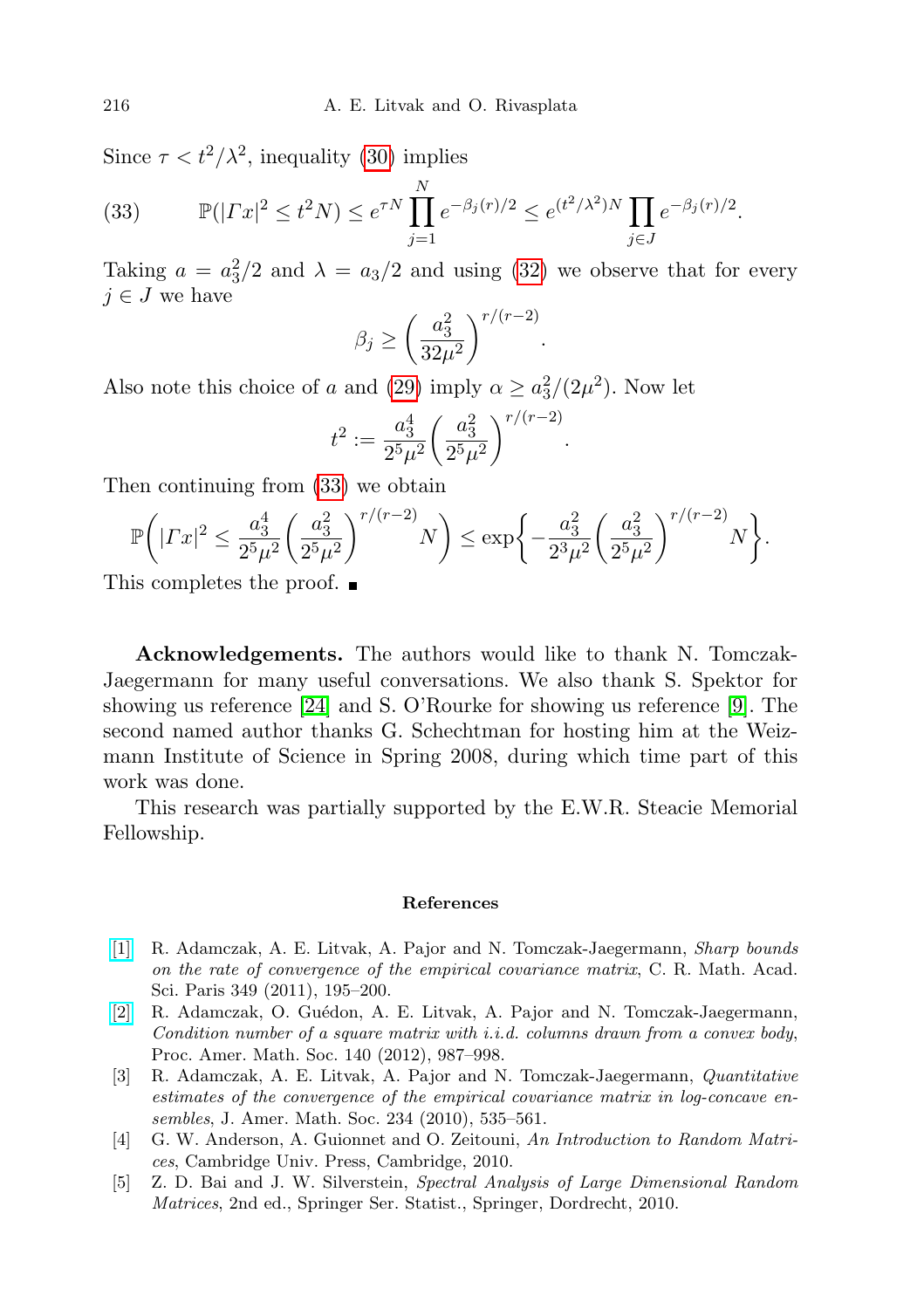Since $\tau < t^2/\lambda^2$, inequality (30) implies

$$\mathbb{P}(|\Gamma x|^2 \le t^2 N) \le e^{\tau N} \prod_{j=1}^{N} e^{-\beta_j(r)/2} \le e^{(t^2/\lambda^2)N} \prod_{j\in J} e^{-\beta_j(r)/2}. \tag{33}$$

Taking $a = a_3^2/2$ and $\lambda = a_3/2$ and using (32) we observe that for every $j \in J$ we have

$$\beta_j \ge \left(\frac{a_3^2}{32\mu^2}\right)^{r/(r-2)}.$$

Also note this choice of $a$ and (29) imply $\alpha \ge a_3^2/(2\mu^2)$. Now let

$$t^2 := \frac{a_3^4}{2^5\mu^2}\left(\frac{a_3^2}{2^5\mu^2}\right)^{r/(r-2)}.$$

Then continuing from (33) we obtain

$$\mathbb{P}\left(|\Gamma x|^2 \le \frac{a_3^4}{2^5\mu^2}\left(\frac{a_3^2}{2^5\mu^2}\right)^{r/(r-2)} N\right) \le \exp\left\{-\frac{a_3^2}{2^3\mu^2}\left(\frac{a_3^2}{2^5\mu^2}\right)^{r/(r-2)} N\right\}.$$

This completes the proof. ■

**Acknowledgements.** The authors would like to thank N. Tomczak-Jaegermann for many useful conversations. We also thank S. Spektor for showing us reference [24] and S. O'Rourke for showing us reference [9]. The second named author thanks G. Schechtman for hosting him at the Weizmann Institute of Science in Spring 2008, during which time part of this work was done.

This research was partially supported by the E.W.R. Steacie Memorial Fellowship.

## References

[1] R. Adamczak, A. E. Litvak, A. Pajor and N. Tomczak-Jaegermann, *Sharp bounds on the rate of convergence of the empirical covariance matrix*, C. R. Math. Acad. Sci. Paris 349 (2011), 195–200.

[2] R. Adamczak, O. Guédon, A. E. Litvak, A. Pajor and N. Tomczak-Jaegermann, *Condition number of a square matrix with i.i.d. columns drawn from a convex body*, Proc. Amer. Math. Soc. 140 (2012), 987–998.

[3] R. Adamczak, A. E. Litvak, A. Pajor and N. Tomczak-Jaegermann, *Quantitative estimates of the convergence of the empirical covariance matrix in log-concave ensembles*, J. Amer. Math. Soc. 234 (2010), 535–561.

[4] G. W. Anderson, A. Guionnet and O. Zeitouni, *An Introduction to Random Matrices*, Cambridge Univ. Press, Cambridge, 2010.

[5] Z. D. Bai and J. W. Silverstein, *Spectral Analysis of Large Dimensional Random Matrices*, 2nd ed., Springer Ser. Statist., Springer, Dordrecht, 2010.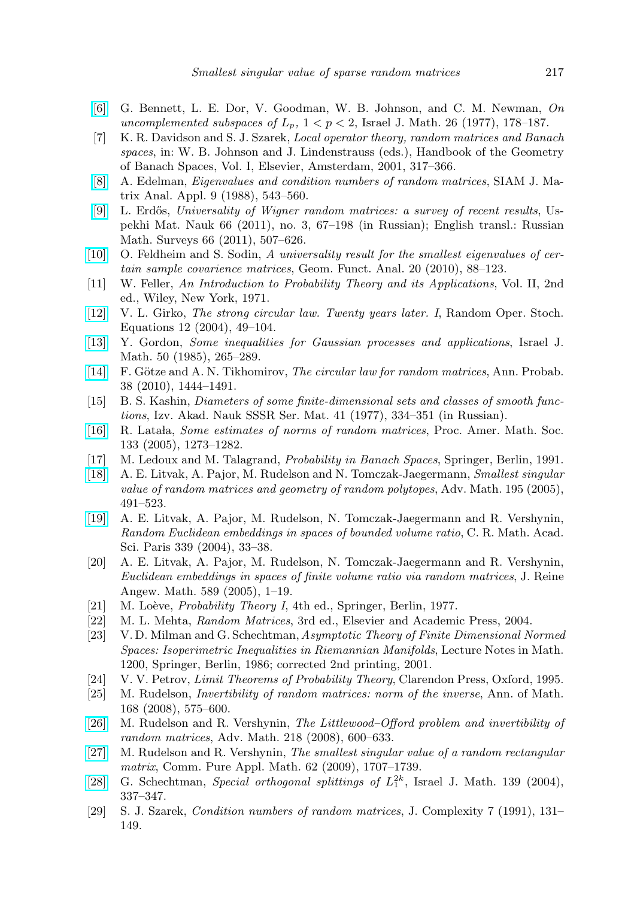[6] G. Bennett, L. E. Dor, V. Goodman, W. B. Johnson, and C. M. Newman, *On uncomplemented subspaces of $L_p$, $1 < p < 2$*, Israel J. Math. 26 (1977), 178–187.

[7] K. R. Davidson and S. J. Szarek, *Local operator theory, random matrices and Banach spaces*, in: W. B. Johnson and J. Lindenstrauss (eds.), Handbook of the Geometry of Banach Spaces, Vol. I, Elsevier, Amsterdam, 2001, 317–366.

[8] A. Edelman, *Eigenvalues and condition numbers of random matrices*, SIAM J. Matrix Anal. Appl. 9 (1988), 543–560.

[9] L. Erdős, *Universality of Wigner random matrices: a survey of recent results*, Uspekhi Mat. Nauk 66 (2011), no. 3, 67–198 (in Russian); English transl.: Russian Math. Surveys 66 (2011), 507–626.

[10] O. Feldheim and S. Sodin, *A universality result for the smallest eigenvalues of certain sample covarience matrices*, Geom. Funct. Anal. 20 (2010), 88–123.

[11] W. Feller, *An Introduction to Probability Theory and its Applications*, Vol. II, 2nd ed., Wiley, New York, 1971.

[12] V. L. Girko, *The strong circular law. Twenty years later. I*, Random Oper. Stoch. Equations 12 (2004), 49–104.

[13] Y. Gordon, *Some inequalities for Gaussian processes and applications*, Israel J. Math. 50 (1985), 265–289.

[14] F. Götze and A. N. Tikhomirov, *The circular law for random matrices*, Ann. Probab. 38 (2010), 1444–1491.

[15] B. S. Kashin, *Diameters of some finite-dimensional sets and classes of smooth functions*, Izv. Akad. Nauk SSSR Ser. Mat. 41 (1977), 334–351 (in Russian).

[16] R. Latała, *Some estimates of norms of random matrices*, Proc. Amer. Math. Soc. 133 (2005), 1273–1282.

[17] M. Ledoux and M. Talagrand, *Probability in Banach Spaces*, Springer, Berlin, 1991.

[18] A. E. Litvak, A. Pajor, M. Rudelson and N. Tomczak-Jaegermann, *Smallest singular value of random matrices and geometry of random polytopes*, Adv. Math. 195 (2005), 491–523.

[19] A. E. Litvak, A. Pajor, M. Rudelson, N. Tomczak-Jaegermann and R. Vershynin, *Random Euclidean embeddings in spaces of bounded volume ratio*, C. R. Math. Acad. Sci. Paris 339 (2004), 33–38.

[20] A. E. Litvak, A. Pajor, M. Rudelson, N. Tomczak-Jaegermann and R. Vershynin, *Euclidean embeddings in spaces of finite volume ratio via random matrices*, J. Reine Angew. Math. 589 (2005), 1–19.

[21] M. Loève, *Probability Theory I*, 4th ed., Springer, Berlin, 1977.

[22] M. L. Mehta, *Random Matrices*, 3rd ed., Elsevier and Academic Press, 2004.

[23] V. D. Milman and G. Schechtman, *Asymptotic Theory of Finite Dimensional Normed Spaces: Isoperimetric Inequalities in Riemannian Manifolds*, Lecture Notes in Math. 1200, Springer, Berlin, 1986; corrected 2nd printing, 2001.

[24] V. V. Petrov, *Limit Theorems of Probability Theory*, Clarendon Press, Oxford, 1995.

[25] M. Rudelson, *Invertibility of random matrices: norm of the inverse*, Ann. of Math. 168 (2008), 575–600.

[26] M. Rudelson and R. Vershynin, *The Littlewood–Offord problem and invertibility of random matrices*, Adv. Math. 218 (2008), 600–633.

[27] M. Rudelson and R. Vershynin, *The smallest singular value of a random rectangular matrix*, Comm. Pure Appl. Math. 62 (2009), 1707–1739.

[28] G. Schechtman, *Special orthogonal splittings of $L_1^{2k}$*, Israel J. Math. 139 (2004), 337–347.

[29] S. J. Szarek, *Condition numbers of random matrices*, J. Complexity 7 (1991), 131–149.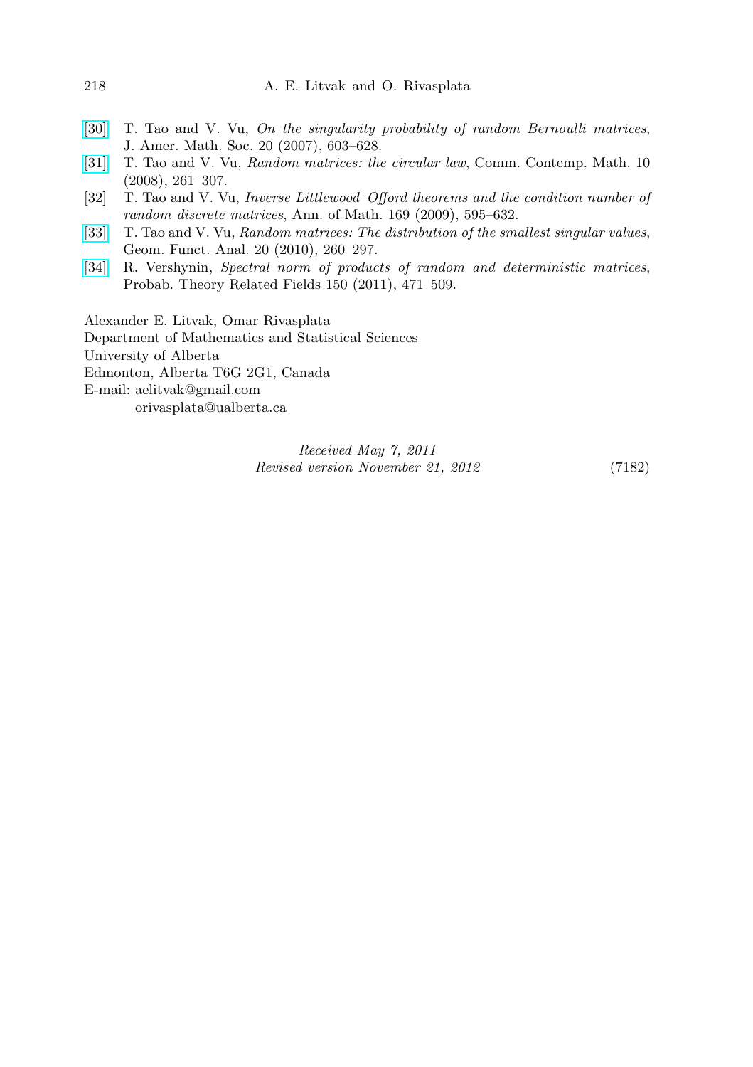[30] T. Tao and V. Vu, *On the singularity probability of random Bernoulli matrices*, J. Amer. Math. Soc. 20 (2007), 603–628.

[31] T. Tao and V. Vu, *Random matrices: the circular law*, Comm. Contemp. Math. 10 (2008), 261–307.

[32] T. Tao and V. Vu, *Inverse Littlewood–Offord theorems and the condition number of random discrete matrices*, Ann. of Math. 169 (2009), 595–632.

[33] T. Tao and V. Vu, *Random matrices: The distribution of the smallest singular values*, Geom. Funct. Anal. 20 (2010), 260–297.

[34] R. Vershynin, *Spectral norm of products of random and deterministic matrices*, Probab. Theory Related Fields 150 (2011), 471–509.

Alexander E. Litvak, Omar Rivasplata
Department of Mathematics and Statistical Sciences
University of Alberta
Edmonton, Alberta T6G 2G1, Canada
E-mail: aelitvak@gmail.com
orivasplata@ualberta.ca

*Received May 7, 2011*
*Revised version November 21, 2012* (7182)